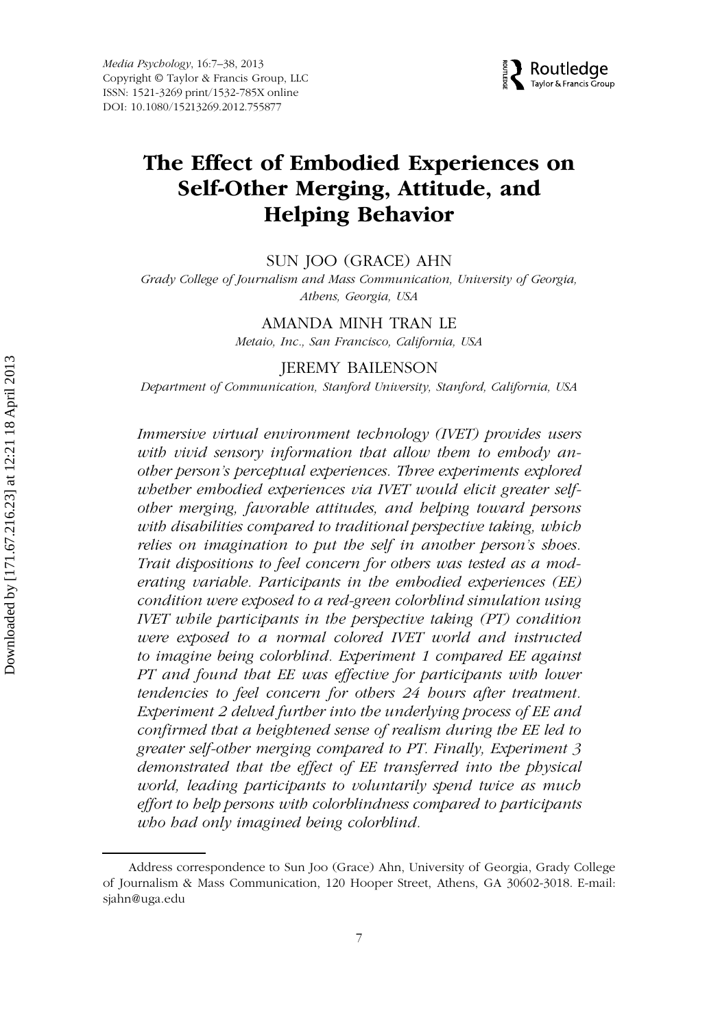# The Effect of Embodied Experiences on Self-Other Merging, Attitude, and Helping Behavior

SUN JOO (GRACE) AHN

*Grady College of Journalism and Mass Communication, University of Georgia, Athens, Georgia, USA*

AMANDA MINH TRAN LE

*Metaio, Inc., San Francisco, California, USA*

JEREMY BAILENSON

*Department of Communication, Stanford University, Stanford, California, USA*

*Immersive virtual environment technology (IVET) provides users with vivid sensory information that allow them to embody another person's perceptual experiences. Three experiments explored whether embodied experiences via IVET would elicit greater self-other merging, favorable attitudes, and helping toward persons with disabilities compared to traditional perspective taking, which relies on imagination to put the self in another person's shoes. Trait dispositions to feel concern for others was tested as a moderating variable. Participants in the embodied experiences (EE) condition were exposed to a red-green colorblind simulation using IVET while participants in the perspective taking (PT) condition were exposed to a normal colored IVET world and instructed to imagine being colorblind. Experiment 1 compared EE against PT and found that EE was effective for participants with lower tendencies to feel concern for others 24 hours after treatment. Experiment 2 delved further into the underlying process of EE and confirmed that a heightened sense of realism during the EE led to greater self-other merging compared to PT. Finally, Experiment 3 demonstrated that the effect of EE transferred into the physical world, leading participants to voluntarily spend twice as much effort to help persons with colorblindness compared to participants who had only imagined being colorblind.*

Address correspondence to Sun Joo (Grace) Ahn, University of Georgia, Grady College of Journalism & Mass Communication, 120 Hooper Street, Athens, GA 30602-3018. E-mail: sjahn@uga.edu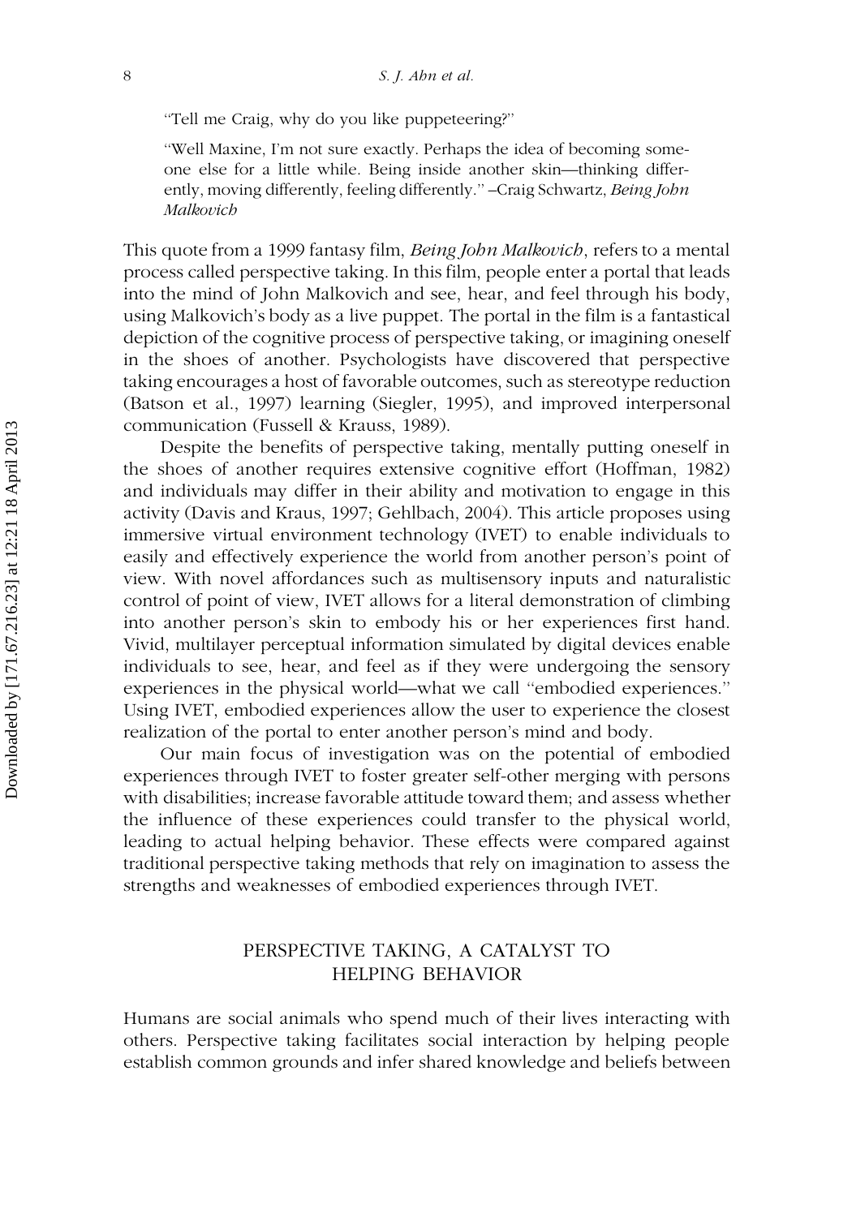"Tell me Craig, why do you like puppeteering?"

"Well Maxine, I'm not sure exactly. Perhaps the idea of becoming someone else for a little while. Being inside another skin—thinking differently, moving differently, feeling differently." –Craig Schwartz, *Being John Malkovich*

This quote from a 1999 fantasy film, *Being John Malkovich*, refers to a mental process called perspective taking. In this film, people enter a portal that leads into the mind of John Malkovich and see, hear, and feel through his body, using Malkovich's body as a live puppet. The portal in the film is a fantastical depiction of the cognitive process of perspective taking, or imagining oneself in the shoes of another. Psychologists have discovered that perspective taking encourages a host of favorable outcomes, such as stereotype reduction (Batson et al., 1997) learning (Siegler, 1995), and improved interpersonal communication (Fussell & Krauss, 1989).

Despite the benefits of perspective taking, mentally putting oneself in the shoes of another requires extensive cognitive effort (Hoffman, 1982) and individuals may differ in their ability and motivation to engage in this activity (Davis and Kraus, 1997; Gehlbach, 2004). This article proposes using immersive virtual environment technology (IVET) to enable individuals to easily and effectively experience the world from another person's point of view. With novel affordances such as multisensory inputs and naturalistic control of point of view, IVET allows for a literal demonstration of climbing into another person's skin to embody his or her experiences first hand. Vivid, multilayer perceptual information simulated by digital devices enable individuals to see, hear, and feel as if they were undergoing the sensory experiences in the physical world—what we call "embodied experiences." Using IVET, embodied experiences allow the user to experience the closest realization of the portal to enter another person's mind and body.

Our main focus of investigation was on the potential of embodied experiences through IVET to foster greater self-other merging with persons with disabilities; increase favorable attitude toward them; and assess whether the influence of these experiences could transfer to the physical world, leading to actual helping behavior. These effects were compared against traditional perspective taking methods that rely on imagination to assess the strengths and weaknesses of embodied experiences through IVET.

## PERSPECTIVE TAKING, A CATALYST TO HELPING BEHAVIOR

Humans are social animals who spend much of their lives interacting with others. Perspective taking facilitates social interaction by helping people establish common grounds and infer shared knowledge and beliefs between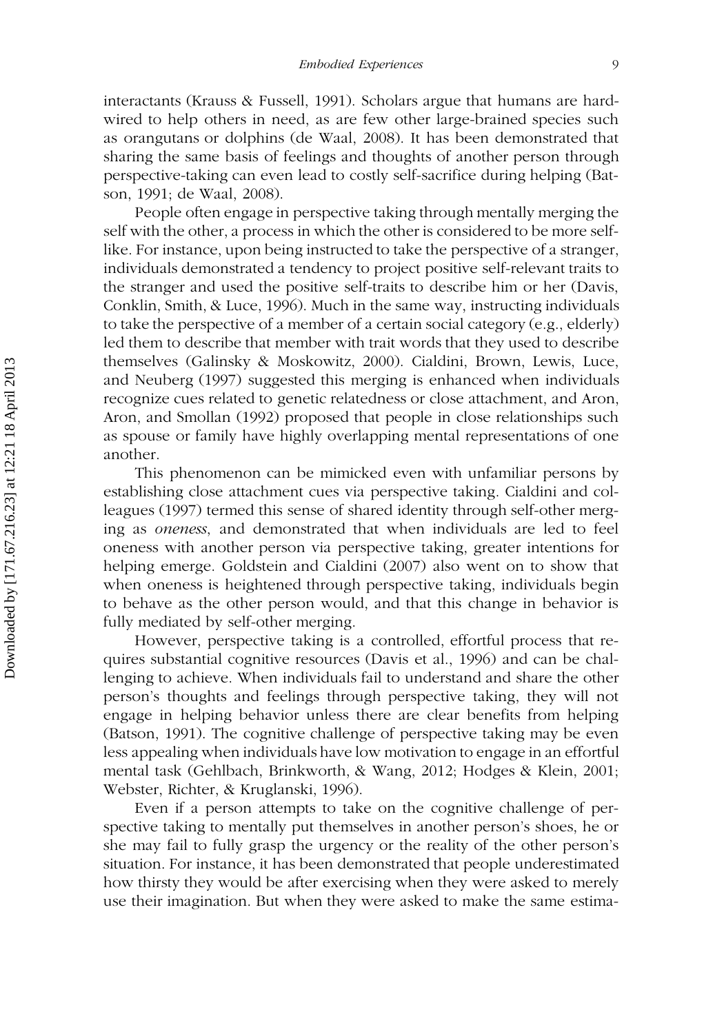interactants (Krauss & Fussell, 1991). Scholars argue that humans are hardwired to help others in need, as are few other large-brained species such as orangutans or dolphins (de Waal, 2008). It has been demonstrated that sharing the same basis of feelings and thoughts of another person through perspective-taking can even lead to costly self-sacrifice during helping (Batson, 1991; de Waal, 2008).

People often engage in perspective taking through mentally merging the self with the other, a process in which the other is considered to be more self-like. For instance, upon being instructed to take the perspective of a stranger, individuals demonstrated a tendency to project positive self-relevant traits to the stranger and used the positive self-traits to describe him or her (Davis, Conklin, Smith, & Luce, 1996). Much in the same way, instructing individuals to take the perspective of a member of a certain social category (e.g., elderly) led them to describe that member with trait words that they used to describe themselves (Galinsky & Moskowitz, 2000). Cialdini, Brown, Lewis, Luce, and Neuberg (1997) suggested this merging is enhanced when individuals recognize cues related to genetic relatedness or close attachment, and Aron, Aron, and Smollan (1992) proposed that people in close relationships such as spouse or family have highly overlapping mental representations of one another.

This phenomenon can be mimicked even with unfamiliar persons by establishing close attachment cues via perspective taking. Cialdini and colleagues (1997) termed this sense of shared identity through self-other merging as *oneness*, and demonstrated that when individuals are led to feel oneness with another person via perspective taking, greater intentions for helping emerge. Goldstein and Cialdini (2007) also went on to show that when oneness is heightened through perspective taking, individuals begin to behave as the other person would, and that this change in behavior is fully mediated by self-other merging.

However, perspective taking is a controlled, effortful process that requires substantial cognitive resources (Davis et al., 1996) and can be challenging to achieve. When individuals fail to understand and share the other person's thoughts and feelings through perspective taking, they will not engage in helping behavior unless there are clear benefits from helping (Batson, 1991). The cognitive challenge of perspective taking may be even less appealing when individuals have low motivation to engage in an effortful mental task (Gehlbach, Brinkworth, & Wang, 2012; Hodges & Klein, 2001; Webster, Richter, & Kruglanski, 1996).

Even if a person attempts to take on the cognitive challenge of perspective taking to mentally put themselves in another person's shoes, he or she may fail to fully grasp the urgency or the reality of the other person's situation. For instance, it has been demonstrated that people underestimated how thirsty they would be after exercising when they were asked to merely use their imagination. But when they were asked to make the same estima-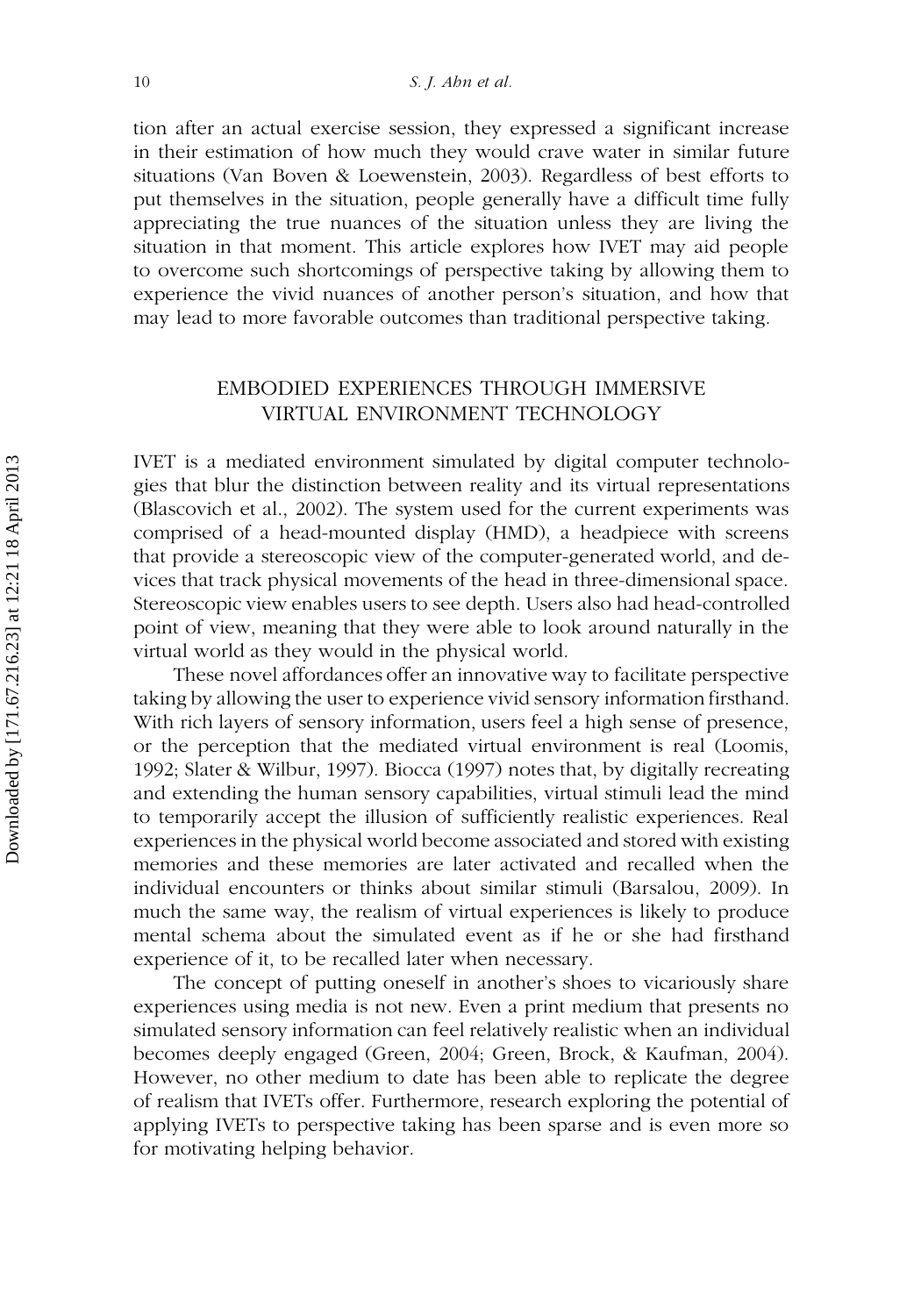tion after an actual exercise session, they expressed a significant increase in their estimation of how much they would crave water in similar future situations (Van Boven & Loewenstein, 2003). Regardless of best efforts to put themselves in the situation, people generally have a difficult time fully appreciating the true nuances of the situation unless they are living the situation in that moment. This article explores how IVET may aid people to overcome such shortcomings of perspective taking by allowing them to experience the vivid nuances of another person's situation, and how that may lead to more favorable outcomes than traditional perspective taking.

## EMBODIED EXPERIENCES THROUGH IMMERSIVE VIRTUAL ENVIRONMENT TECHNOLOGY

IVET is a mediated environment simulated by digital computer technologies that blur the distinction between reality and its virtual representations (Blascovich et al., 2002). The system used for the current experiments was comprised of a head-mounted display (HMD), a headpiece with screens that provide a stereoscopic view of the computer-generated world, and devices that track physical movements of the head in three-dimensional space. Stereoscopic view enables users to see depth. Users also had head-controlled point of view, meaning that they were able to look around naturally in the virtual world as they would in the physical world.

These novel affordances offer an innovative way to facilitate perspective taking by allowing the user to experience vivid sensory information firsthand. With rich layers of sensory information, users feel a high sense of presence, or the perception that the mediated virtual environment is real (Loomis, 1992; Slater & Wilbur, 1997). Biocca (1997) notes that, by digitally recreating and extending the human sensory capabilities, virtual stimuli lead the mind to temporarily accept the illusion of sufficiently realistic experiences. Real experiences in the physical world become associated and stored with existing memories and these memories are later activated and recalled when the individual encounters or thinks about similar stimuli (Barsalou, 2009). In much the same way, the realism of virtual experiences is likely to produce mental schema about the simulated event as if he or she had firsthand experience of it, to be recalled later when necessary.

The concept of putting oneself in another's shoes to vicariously share experiences using media is not new. Even a print medium that presents no simulated sensory information can feel relatively realistic when an individual becomes deeply engaged (Green, 2004; Green, Brock, & Kaufman, 2004). However, no other medium to date has been able to replicate the degree of realism that IVETs offer. Furthermore, research exploring the potential of applying IVETs to perspective taking has been sparse and is even more so for motivating helping behavior.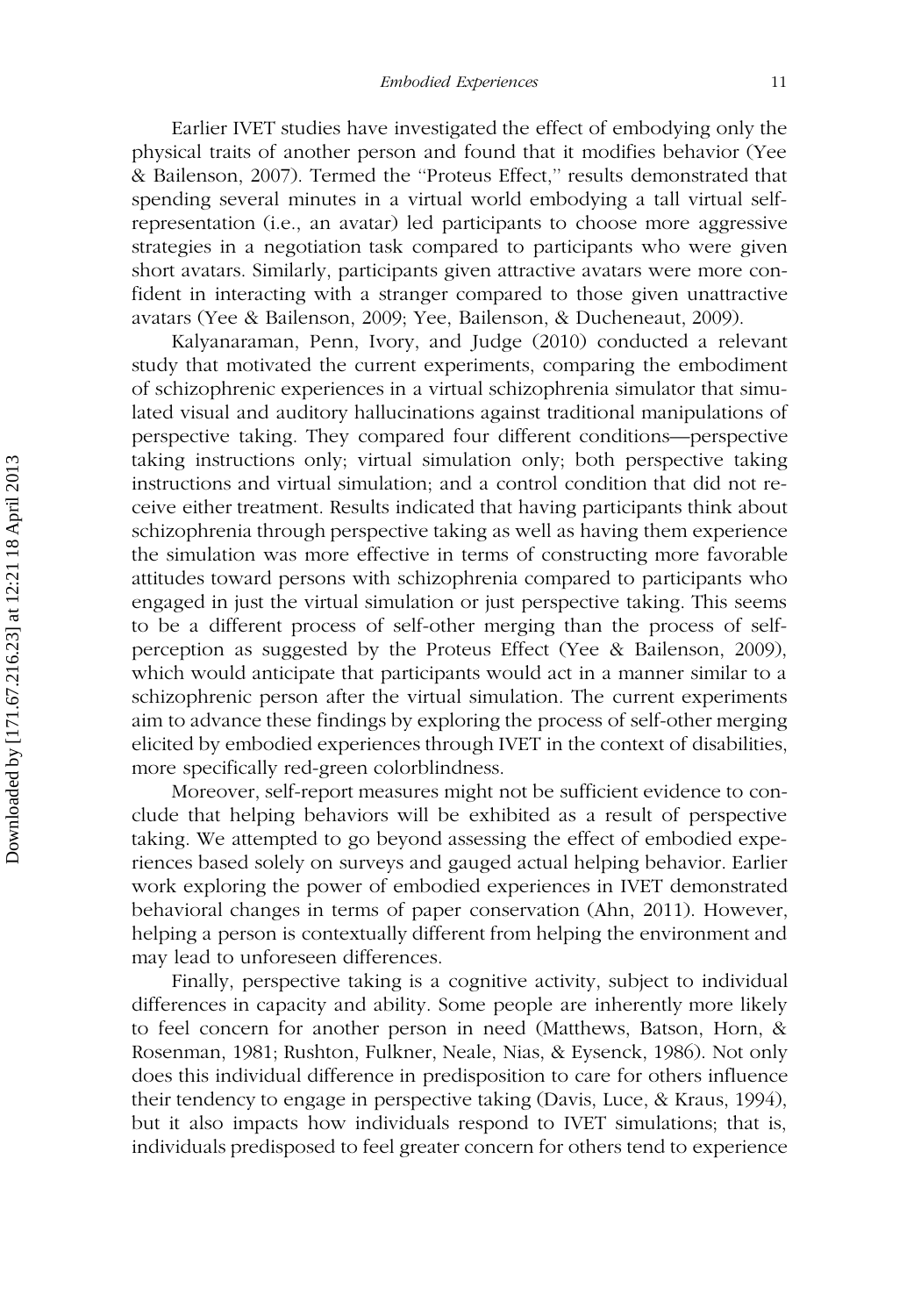Earlier IVET studies have investigated the effect of embodying only the physical traits of another person and found that it modifies behavior (Yee & Bailenson, 2007). Termed the "Proteus Effect," results demonstrated that spending several minutes in a virtual world embodying a tall virtual self-representation (i.e., an avatar) led participants to choose more aggressive strategies in a negotiation task compared to participants who were given short avatars. Similarly, participants given attractive avatars were more confident in interacting with a stranger compared to those given unattractive avatars (Yee & Bailenson, 2009; Yee, Bailenson, & Ducheneaut, 2009).

Kalyanaraman, Penn, Ivory, and Judge (2010) conducted a relevant study that motivated the current experiments, comparing the embodiment of schizophrenic experiences in a virtual schizophrenia simulator that simulated visual and auditory hallucinations against traditional manipulations of perspective taking. They compared four different conditions—perspective taking instructions only; virtual simulation only; both perspective taking instructions and virtual simulation; and a control condition that did not receive either treatment. Results indicated that having participants think about schizophrenia through perspective taking as well as having them experience the simulation was more effective in terms of constructing more favorable attitudes toward persons with schizophrenia compared to participants who engaged in just the virtual simulation or just perspective taking. This seems to be a different process of self-other merging than the process of self-perception as suggested by the Proteus Effect (Yee & Bailenson, 2009), which would anticipate that participants would act in a manner similar to a schizophrenic person after the virtual simulation. The current experiments aim to advance these findings by exploring the process of self-other merging elicited by embodied experiences through IVET in the context of disabilities, more specifically red-green colorblindness.

Moreover, self-report measures might not be sufficient evidence to conclude that helping behaviors will be exhibited as a result of perspective taking. We attempted to go beyond assessing the effect of embodied experiences based solely on surveys and gauged actual helping behavior. Earlier work exploring the power of embodied experiences in IVET demonstrated behavioral changes in terms of paper conservation (Ahn, 2011). However, helping a person is contextually different from helping the environment and may lead to unforeseen differences.

Finally, perspective taking is a cognitive activity, subject to individual differences in capacity and ability. Some people are inherently more likely to feel concern for another person in need (Matthews, Batson, Horn, & Rosenman, 1981; Rushton, Fulkner, Neale, Nias, & Eysenck, 1986). Not only does this individual difference in predisposition to care for others influence their tendency to engage in perspective taking (Davis, Luce, & Kraus, 1994), but it also impacts how individuals respond to IVET simulations; that is, individuals predisposed to feel greater concern for others tend to experience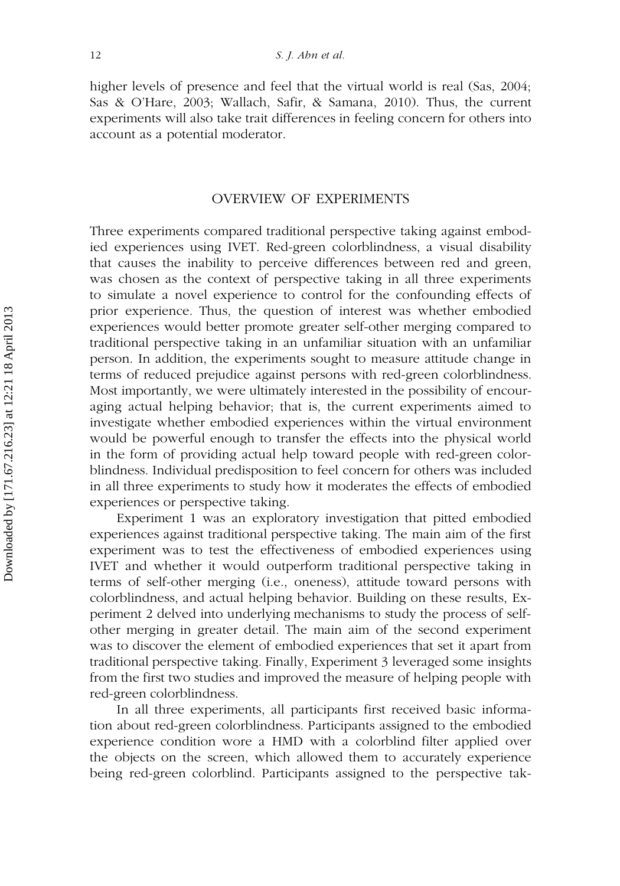higher levels of presence and feel that the virtual world is real (Sas, 2004; Sas & O'Hare, 2003; Wallach, Safir, & Samana, 2010). Thus, the current experiments will also take trait differences in feeling concern for others into account as a potential moderator.

## OVERVIEW OF EXPERIMENTS

Three experiments compared traditional perspective taking against embodied experiences using IVET. Red-green colorblindness, a visual disability that causes the inability to perceive differences between red and green, was chosen as the context of perspective taking in all three experiments to simulate a novel experience to control for the confounding effects of prior experience. Thus, the question of interest was whether embodied experiences would better promote greater self-other merging compared to traditional perspective taking in an unfamiliar situation with an unfamiliar person. In addition, the experiments sought to measure attitude change in terms of reduced prejudice against persons with red-green colorblindness. Most importantly, we were ultimately interested in the possibility of encouraging actual helping behavior; that is, the current experiments aimed to investigate whether embodied experiences within the virtual environment would be powerful enough to transfer the effects into the physical world in the form of providing actual help toward people with red-green colorblindness. Individual predisposition to feel concern for others was included in all three experiments to study how it moderates the effects of embodied experiences or perspective taking.

Experiment 1 was an exploratory investigation that pitted embodied experiences against traditional perspective taking. The main aim of the first experiment was to test the effectiveness of embodied experiences using IVET and whether it would outperform traditional perspective taking in terms of self-other merging (i.e., oneness), attitude toward persons with colorblindness, and actual helping behavior. Building on these results, Experiment 2 delved into underlying mechanisms to study the process of self-other merging in greater detail. The main aim of the second experiment was to discover the element of embodied experiences that set it apart from traditional perspective taking. Finally, Experiment 3 leveraged some insights from the first two studies and improved the measure of helping people with red-green colorblindness.

In all three experiments, all participants first received basic information about red-green colorblindness. Participants assigned to the embodied experience condition wore a HMD with a colorblind filter applied over the objects on the screen, which allowed them to accurately experience being red-green colorblind. Participants assigned to the perspective tak-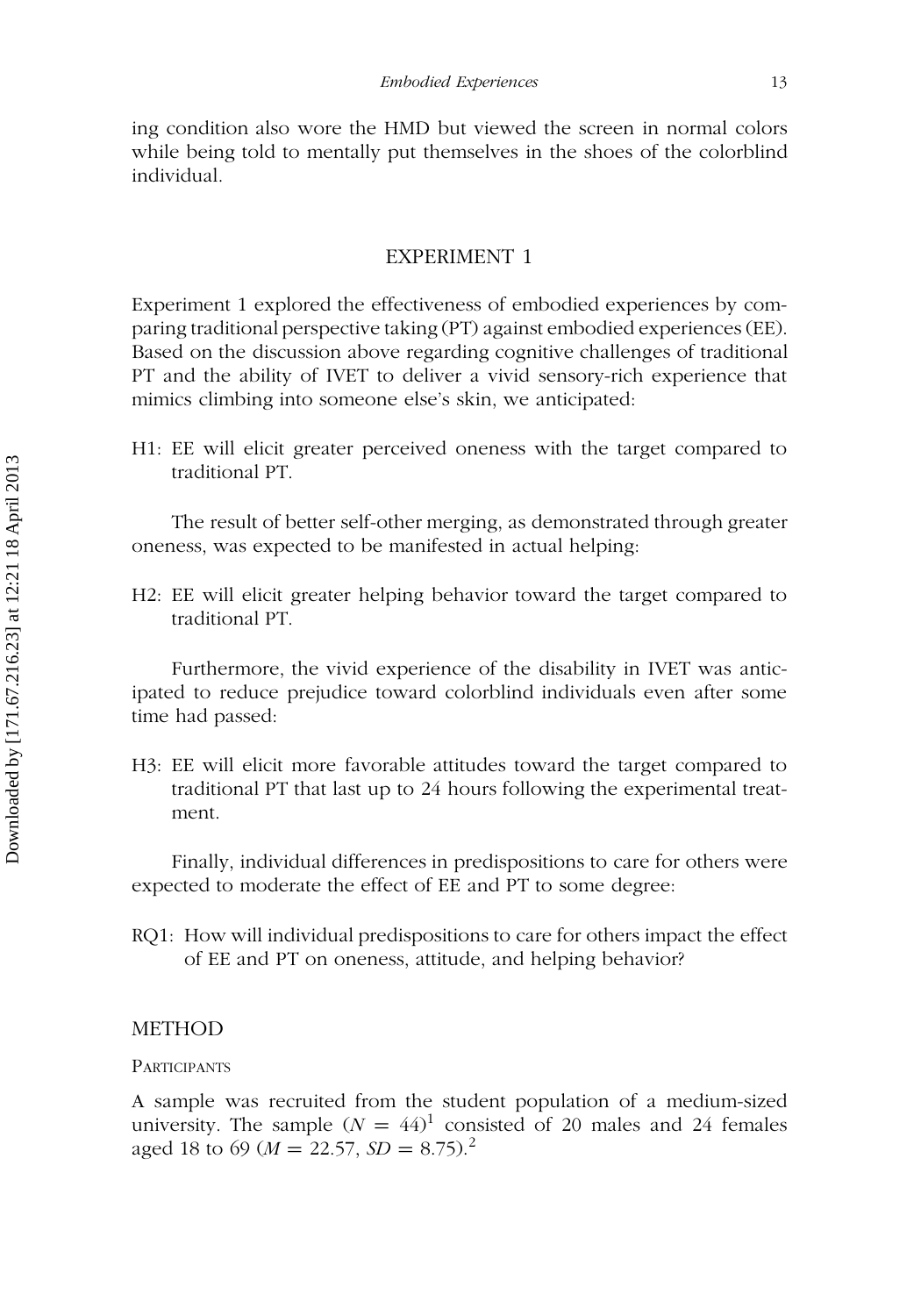ing condition also wore the HMD but viewed the screen in normal colors while being told to mentally put themselves in the shoes of the colorblind individual.

## EXPERIMENT 1

Experiment 1 explored the effectiveness of embodied experiences by comparing traditional perspective taking (PT) against embodied experiences (EE). Based on the discussion above regarding cognitive challenges of traditional PT and the ability of IVET to deliver a vivid sensory-rich experience that mimics climbing into someone else's skin, we anticipated:

H1: EE will elicit greater perceived oneness with the target compared to traditional PT.

The result of better self-other merging, as demonstrated through greater oneness, was expected to be manifested in actual helping:

H2: EE will elicit greater helping behavior toward the target compared to traditional PT.

Furthermore, the vivid experience of the disability in IVET was anticipated to reduce prejudice toward colorblind individuals even after some time had passed:

H3: EE will elicit more favorable attitudes toward the target compared to traditional PT that last up to 24 hours following the experimental treatment.

Finally, individual differences in predispositions to care for others were expected to moderate the effect of EE and PT to some degree:

RQ1: How will individual predispositions to care for others impact the effect of EE and PT on oneness, attitude, and helping behavior?

### METHOD

#### Participants

A sample was recruited from the student population of a medium-sized university. The sample ($N = 44$)[1] consisted of 20 males and 24 females aged 18 to 69 ($M = 22.57$, $SD = 8.75$).[2]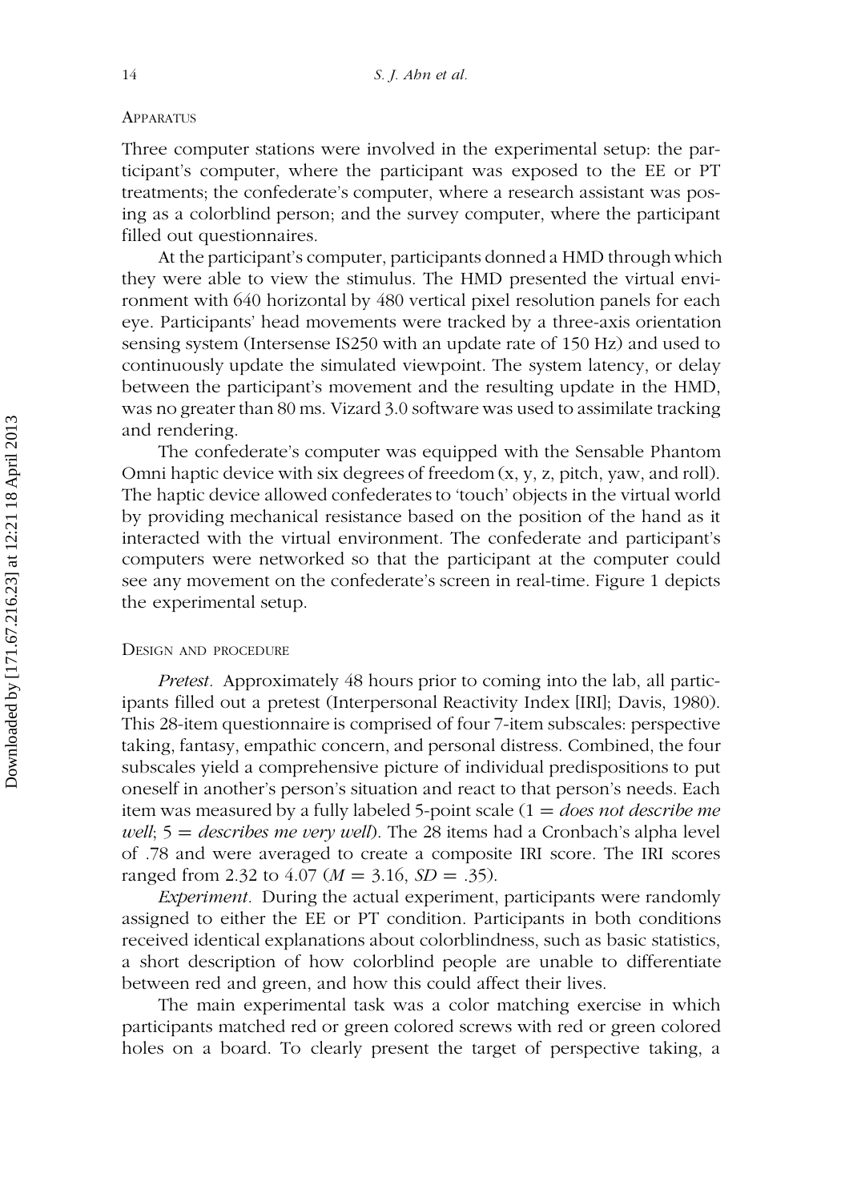## Apparatus

Three computer stations were involved in the experimental setup: the participant's computer, where the participant was exposed to the EE or PT treatments; the confederate's computer, where a research assistant was posing as a colorblind person; and the survey computer, where the participant filled out questionnaires.

At the participant's computer, participants donned a HMD through which they were able to view the stimulus. The HMD presented the virtual environment with 640 horizontal by 480 vertical pixel resolution panels for each eye. Participants' head movements were tracked by a three-axis orientation sensing system (Intersense IS250 with an update rate of 150 Hz) and used to continuously update the simulated viewpoint. The system latency, or delay between the participant's movement and the resulting update in the HMD, was no greater than 80 ms. Vizard 3.0 software was used to assimilate tracking and rendering.

The confederate's computer was equipped with the Sensable Phantom Omni haptic device with six degrees of freedom (x, y, z, pitch, yaw, and roll). The haptic device allowed confederates to 'touch' objects in the virtual world by providing mechanical resistance based on the position of the hand as it interacted with the virtual environment. The confederate and participant's computers were networked so that the participant at the computer could see any movement on the confederate's screen in real-time. Figure 1 depicts the experimental setup.

## Design and procedure

*Pretest.* Approximately 48 hours prior to coming into the lab, all participants filled out a pretest (Interpersonal Reactivity Index [IRI]; Davis, 1980). This 28-item questionnaire is comprised of four 7-item subscales: perspective taking, fantasy, empathic concern, and personal distress. Combined, the four subscales yield a comprehensive picture of individual predispositions to put oneself in another's person's situation and react to that person's needs. Each item was measured by a fully labeled 5-point scale (1 = *does not describe me well*; 5 = *describes me very well*). The 28 items had a Cronbach's alpha level of .78 and were averaged to create a composite IRI score. The IRI scores ranged from 2.32 to 4.07 ($M = 3.16$, $SD = .35$).

*Experiment.* During the actual experiment, participants were randomly assigned to either the EE or PT condition. Participants in both conditions received identical explanations about colorblindness, such as basic statistics, a short description of how colorblind people are unable to differentiate between red and green, and how this could affect their lives.

The main experimental task was a color matching exercise in which participants matched red or green colored screws with red or green colored holes on a board. To clearly present the target of perspective taking, a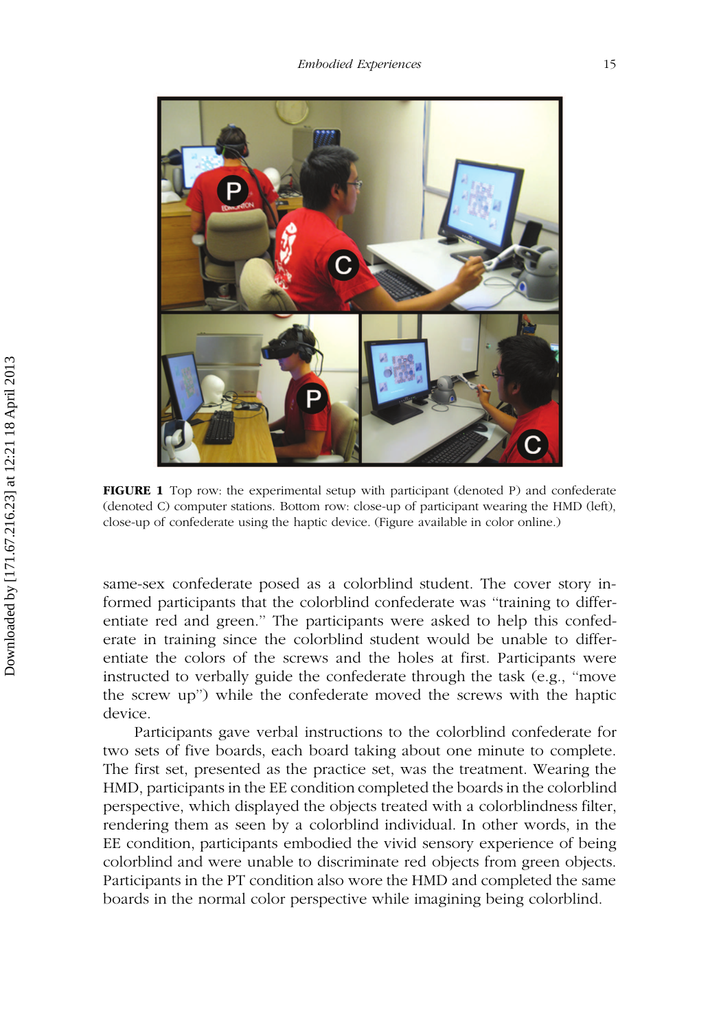**FIGURE 1** Top row: the experimental setup with participant (denoted P) and confederate (denoted C) computer stations. Bottom row: close-up of participant wearing the HMD (left), close-up of confederate using the haptic device. (Figure available in color online.)

same-sex confederate posed as a colorblind student. The cover story informed participants that the colorblind confederate was "training to differentiate red and green." The participants were asked to help this confederate in training since the colorblind student would be unable to differentiate the colors of the screws and the holes at first. Participants were instructed to verbally guide the confederate through the task (e.g., "move the screw up") while the confederate moved the screws with the haptic device.

Participants gave verbal instructions to the colorblind confederate for two sets of five boards, each board taking about one minute to complete. The first set, presented as the practice set, was the treatment. Wearing the HMD, participants in the EE condition completed the boards in the colorblind perspective, which displayed the objects treated with a colorblindness filter, rendering them as seen by a colorblind individual. In other words, in the EE condition, participants embodied the vivid sensory experience of being colorblind and were unable to discriminate red objects from green objects. Participants in the PT condition also wore the HMD and completed the same boards in the normal color perspective while imagining being colorblind.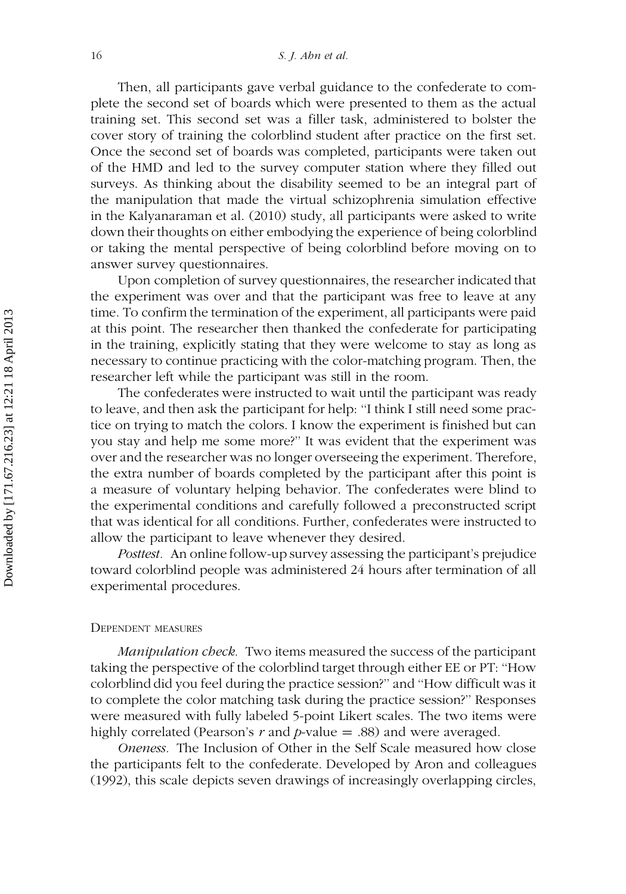Then, all participants gave verbal guidance to the confederate to complete the second set of boards which were presented to them as the actual training set. This second set was a filler task, administered to bolster the cover story of training the colorblind student after practice on the first set. Once the second set of boards was completed, participants were taken out of the HMD and led to the survey computer station where they filled out surveys. As thinking about the disability seemed to be an integral part of the manipulation that made the virtual schizophrenia simulation effective in the Kalyanaraman et al. (2010) study, all participants were asked to write down their thoughts on either embodying the experience of being colorblind or taking the mental perspective of being colorblind before moving on to answer survey questionnaires.

Upon completion of survey questionnaires, the researcher indicated that the experiment was over and that the participant was free to leave at any time. To confirm the termination of the experiment, all participants were paid at this point. The researcher then thanked the confederate for participating in the training, explicitly stating that they were welcome to stay as long as necessary to continue practicing with the color-matching program. Then, the researcher left while the participant was still in the room.

The confederates were instructed to wait until the participant was ready to leave, and then ask the participant for help: "I think I still need some practice on trying to match the colors. I know the experiment is finished but can you stay and help me some more?" It was evident that the experiment was over and the researcher was no longer overseeing the experiment. Therefore, the extra number of boards completed by the participant after this point is a measure of voluntary helping behavior. The confederates were blind to the experimental conditions and carefully followed a preconstructed script that was identical for all conditions. Further, confederates were instructed to allow the participant to leave whenever they desired.

*Posttest.* An online follow-up survey assessing the participant's prejudice toward colorblind people was administered 24 hours after termination of all experimental procedures.

### Dependent measures

*Manipulation check.* Two items measured the success of the participant taking the perspective of the colorblind target through either EE or PT: "How colorblind did you feel during the practice session?" and "How difficult was it to complete the color matching task during the practice session?" Responses were measured with fully labeled 5-point Likert scales. The two items were highly correlated (Pearson's $r$ and $p$-value $= .88$) and were averaged.

*Oneness.* The Inclusion of Other in the Self Scale measured how close the participants felt to the confederate. Developed by Aron and colleagues (1992), this scale depicts seven drawings of increasingly overlapping circles,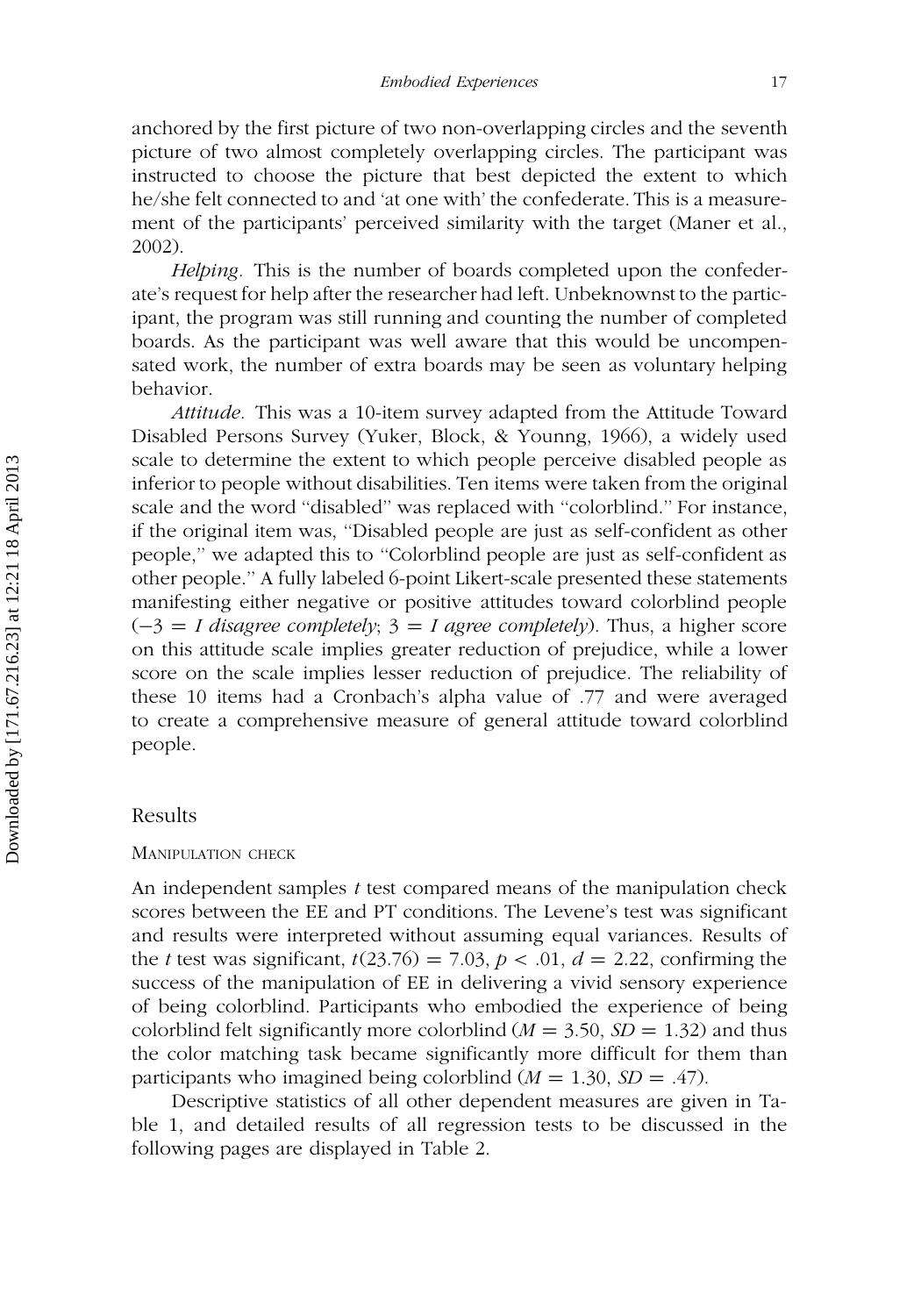anchored by the first picture of two non-overlapping circles and the seventh picture of two almost completely overlapping circles. The participant was instructed to choose the picture that best depicted the extent to which he/she felt connected to and 'at one with' the confederate. This is a measurement of the participants' perceived similarity with the target (Maner et al., 2002).

*Helping.* This is the number of boards completed upon the confederate's request for help after the researcher had left. Unbeknownst to the participant, the program was still running and counting the number of completed boards. As the participant was well aware that this would be uncompensated work, the number of extra boards may be seen as voluntary helping behavior.

*Attitude.* This was a 10-item survey adapted from the Attitude Toward Disabled Persons Survey (Yuker, Block, & Younng, 1966), a widely used scale to determine the extent to which people perceive disabled people as inferior to people without disabilities. Ten items were taken from the original scale and the word "disabled" was replaced with "colorblind." For instance, if the original item was, "Disabled people are just as self-confident as other people," we adapted this to "Colorblind people are just as self-confident as other people." A fully labeled 6-point Likert-scale presented these statements manifesting either negative or positive attitudes toward colorblind people ($-3$ = *I disagree completely*; $3$ = *I agree completely*). Thus, a higher score on this attitude scale implies greater reduction of prejudice, while a lower score on the scale implies lesser reduction of prejudice. The reliability of these 10 items had a Cronbach's alpha value of .77 and were averaged to create a comprehensive measure of general attitude toward colorblind people.

## Results

### Manipulation check

An independent samples $t$ test compared means of the manipulation check scores between the EE and PT conditions. The Levene's test was significant and results were interpreted without assuming equal variances. Results of the $t$ test was significant, $t(23.76) = 7.03$, $p < .01$, $d = 2.22$, confirming the success of the manipulation of EE in delivering a vivid sensory experience of being colorblind. Participants who embodied the experience of being colorblind felt significantly more colorblind ($M = 3.50$, $SD = 1.32$) and thus the color matching task became significantly more difficult for them than participants who imagined being colorblind ($M = 1.30$, $SD = .47$).

Descriptive statistics of all other dependent measures are given in Table 1, and detailed results of all regression tests to be discussed in the following pages are displayed in Table 2.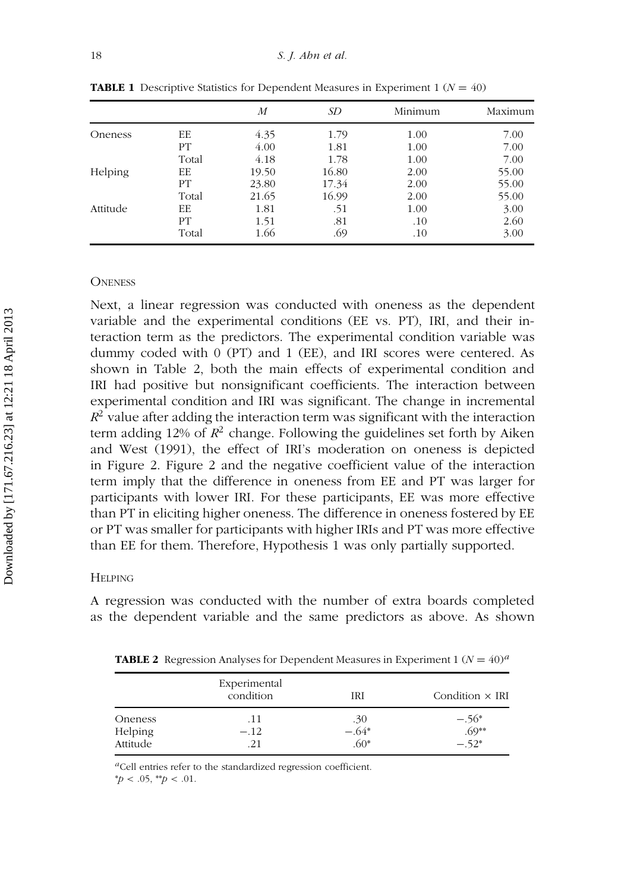**TABLE 1** Descriptive Statistics for Dependent Measures in Experiment 1 ($N = 40$)

| | | *M* | *SD* | Minimum | Maximum |
|---|---|---|---|---|---|
| Oneness | EE | 4.35 | 1.79 | 1.00 | 7.00 |
| | PT | 4.00 | 1.81 | 1.00 | 7.00 |
| | Total | 4.18 | 1.78 | 1.00 | 7.00 |
| Helping | EE | 19.50 | 16.80 | 2.00 | 55.00 |
| | PT | 23.80 | 17.34 | 2.00 | 55.00 |
| | Total | 21.65 | 16.99 | 2.00 | 55.00 |
| Attitude | EE | 1.81 | .51 | 1.00 | 3.00 |
| | PT | 1.51 | .81 | .10 | 2.60 |
| | Total | 1.66 | .69 | .10 | 3.00 |

### ONENESS

Next, a linear regression was conducted with oneness as the dependent variable and the experimental conditions (EE vs. PT), IRI, and their interaction term as the predictors. The experimental condition variable was dummy coded with 0 (PT) and 1 (EE), and IRI scores were centered. As shown in Table 2, both the main effects of experimental condition and IRI had positive but nonsignificant coefficients. The interaction between experimental condition and IRI was significant. The change in incremental $R^2$ value after adding the interaction term was significant with the interaction term adding 12% of $R^2$ change. Following the guidelines set forth by Aiken and West (1991), the effect of IRI's moderation on oneness is depicted in Figure 2. Figure 2 and the negative coefficient value of the interaction term imply that the difference in oneness from EE and PT was larger for participants with lower IRI. For these participants, EE was more effective than PT in eliciting higher oneness. The difference in oneness fostered by EE or PT was smaller for participants with higher IRIs and PT was more effective than EE for them. Therefore, Hypothesis 1 was only partially supported.

### HELPING

A regression was conducted with the number of extra boards completed as the dependent variable and the same predictors as above. As shown

**TABLE 2** Regression Analyses for Dependent Measures in Experiment 1 ($N = 40$)[a]

| | Experimental condition | IRI | Condition × IRI |
|---|---|---|---|
| Oneness | .11 | .30 | −.56* |
| Helping | −.12 | −.64* | .69** |
| Attitude | .21 | .60* | −.52* |

[a]Cell entries refer to the standardized regression coefficient.
\*$p < .05$, \*\*$p < .01$.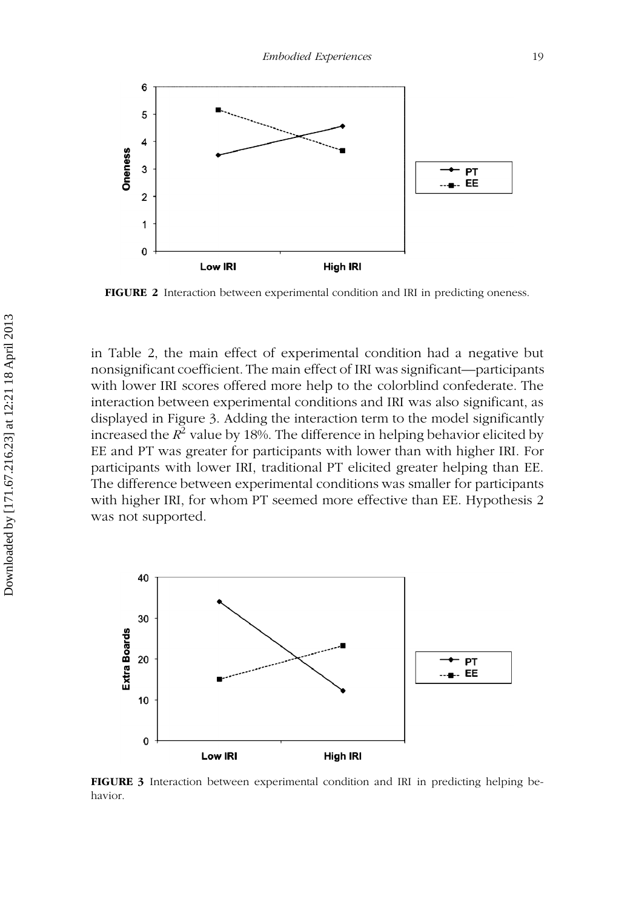FIGURE 2 Interaction between experimental condition and IRI in predicting oneness.

in Table 2, the main effect of experimental condition had a negative but nonsignificant coefficient. The main effect of IRI was significant—participants with lower IRI scores offered more help to the colorblind confederate. The interaction between experimental conditions and IRI was also significant, as displayed in Figure 3. Adding the interaction term to the model significantly increased the $R^2$ value by 18%. The difference in helping behavior elicited by EE and PT was greater for participants with lower than with higher IRI. For participants with lower IRI, traditional PT elicited greater helping than EE. The difference between experimental conditions was smaller for participants with higher IRI, for whom PT seemed more effective than EE. Hypothesis 2 was not supported.

FIGURE 3 Interaction between experimental condition and IRI in predicting helping behavior.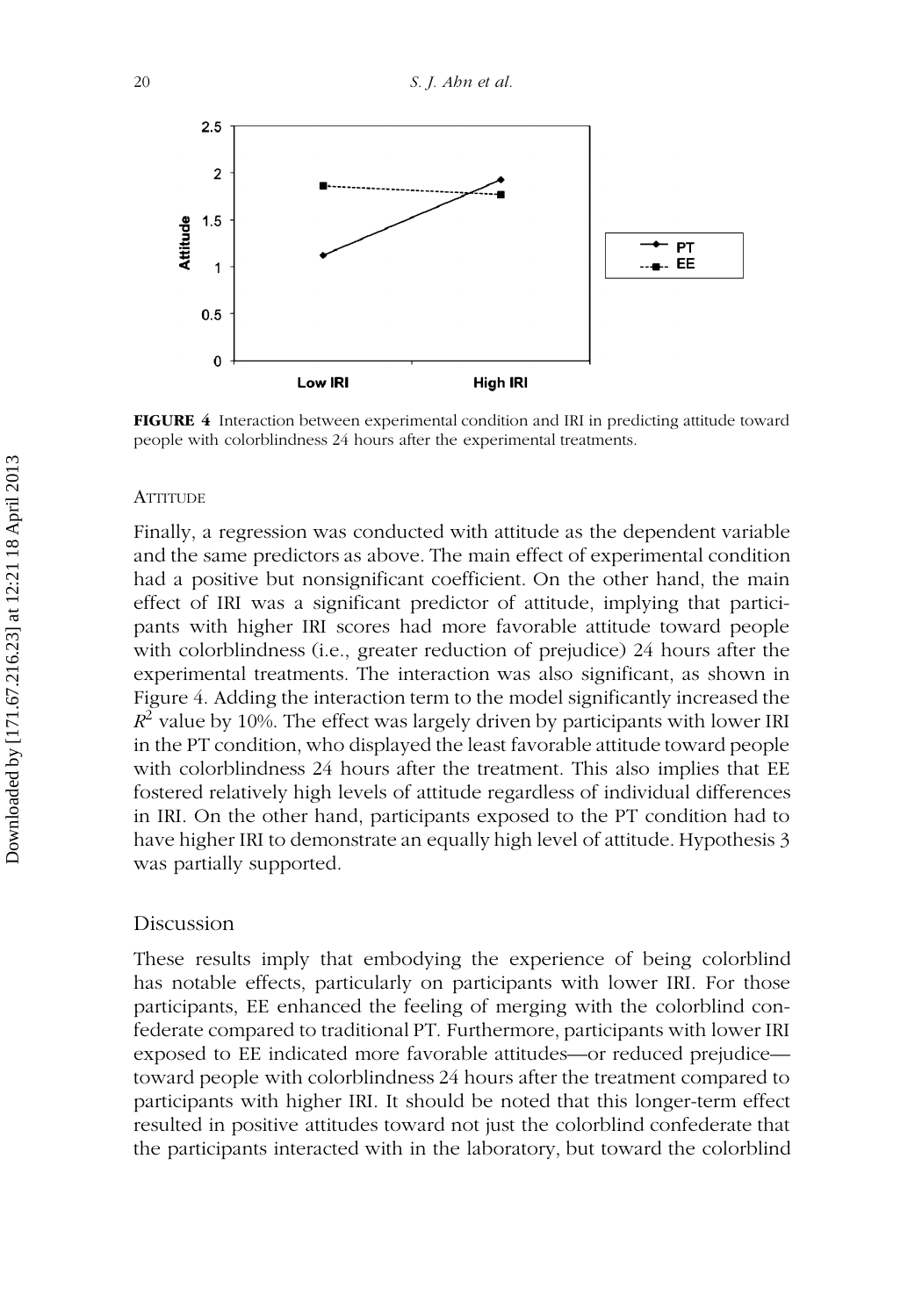**FIGURE 4** Interaction between experimental condition and IRI in predicting attitude toward people with colorblindness 24 hours after the experimental treatments.

### Attitude

Finally, a regression was conducted with attitude as the dependent variable and the same predictors as above. The main effect of experimental condition had a positive but nonsignificant coefficient. On the other hand, the main effect of IRI was a significant predictor of attitude, implying that participants with higher IRI scores had more favorable attitude toward people with colorblindness (i.e., greater reduction of prejudice) 24 hours after the experimental treatments. The interaction was also significant, as shown in Figure 4. Adding the interaction term to the model significantly increased the $R^2$ value by 10%. The effect was largely driven by participants with lower IRI in the PT condition, who displayed the least favorable attitude toward people with colorblindness 24 hours after the treatment. This also implies that EE fostered relatively high levels of attitude regardless of individual differences in IRI. On the other hand, participants exposed to the PT condition had to have higher IRI to demonstrate an equally high level of attitude. Hypothesis 3 was partially supported.

## Discussion

These results imply that embodying the experience of being colorblind has notable effects, particularly on participants with lower IRI. For those participants, EE enhanced the feeling of merging with the colorblind confederate compared to traditional PT. Furthermore, participants with lower IRI exposed to EE indicated more favorable attitudes—or reduced prejudice—toward people with colorblindness 24 hours after the treatment compared to participants with higher IRI. It should be noted that this longer-term effect resulted in positive attitudes toward not just the colorblind confederate that the participants interacted with in the laboratory, but toward the colorblind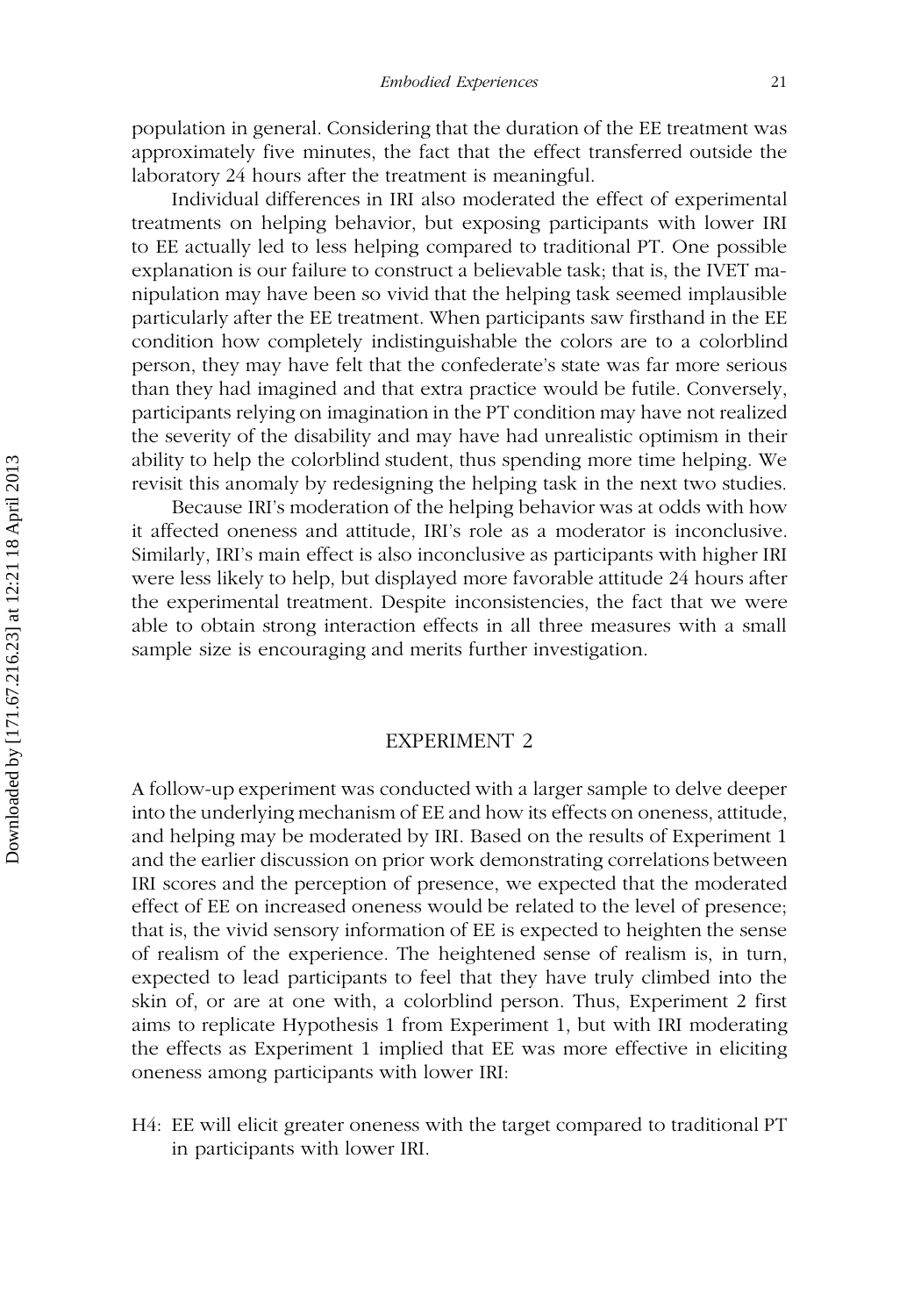population in general. Considering that the duration of the EE treatment was approximately five minutes, the fact that the effect transferred outside the laboratory 24 hours after the treatment is meaningful.

Individual differences in IRI also moderated the effect of experimental treatments on helping behavior, but exposing participants with lower IRI to EE actually led to less helping compared to traditional PT. One possible explanation is our failure to construct a believable task; that is, the IVET manipulation may have been so vivid that the helping task seemed implausible particularly after the EE treatment. When participants saw firsthand in the EE condition how completely indistinguishable the colors are to a colorblind person, they may have felt that the confederate's state was far more serious than they had imagined and that extra practice would be futile. Conversely, participants relying on imagination in the PT condition may have not realized the severity of the disability and may have had unrealistic optimism in their ability to help the colorblind student, thus spending more time helping. We revisit this anomaly by redesigning the helping task in the next two studies.

Because IRI's moderation of the helping behavior was at odds with how it affected oneness and attitude, IRI's role as a moderator is inconclusive. Similarly, IRI's main effect is also inconclusive as participants with higher IRI were less likely to help, but displayed more favorable attitude 24 hours after the experimental treatment. Despite inconsistencies, the fact that we were able to obtain strong interaction effects in all three measures with a small sample size is encouraging and merits further investigation.

## EXPERIMENT 2

A follow-up experiment was conducted with a larger sample to delve deeper into the underlying mechanism of EE and how its effects on oneness, attitude, and helping may be moderated by IRI. Based on the results of Experiment 1 and the earlier discussion on prior work demonstrating correlations between IRI scores and the perception of presence, we expected that the moderated effect of EE on increased oneness would be related to the level of presence; that is, the vivid sensory information of EE is expected to heighten the sense of realism of the experience. The heightened sense of realism is, in turn, expected to lead participants to feel that they have truly climbed into the skin of, or are at one with, a colorblind person. Thus, Experiment 2 first aims to replicate Hypothesis 1 from Experiment 1, but with IRI moderating the effects as Experiment 1 implied that EE was more effective in eliciting oneness among participants with lower IRI:

H4: EE will elicit greater oneness with the target compared to traditional PT in participants with lower IRI.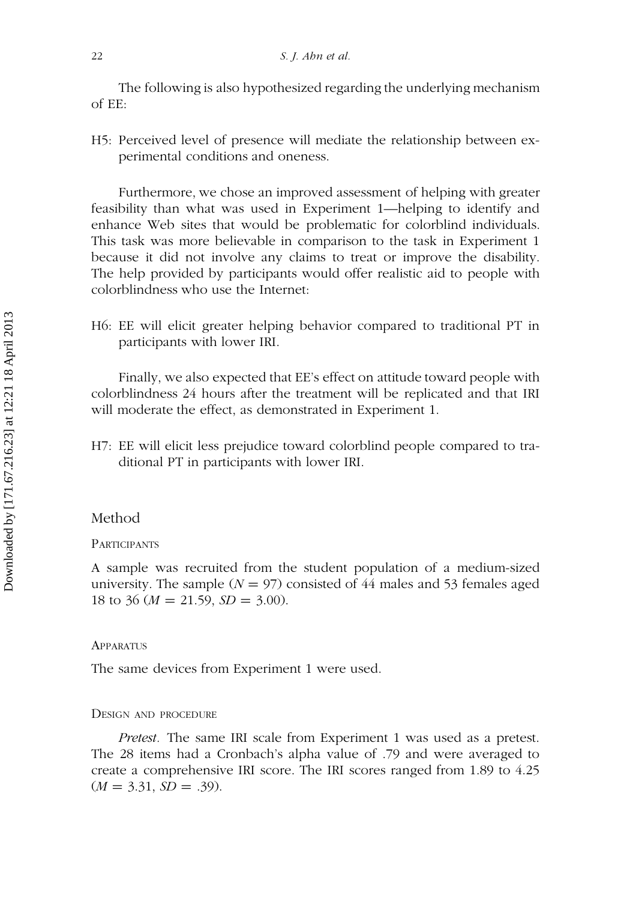The following is also hypothesized regarding the underlying mechanism of EE:

H5: Perceived level of presence will mediate the relationship between experimental conditions and oneness.

Furthermore, we chose an improved assessment of helping with greater feasibility than what was used in Experiment 1—helping to identify and enhance Web sites that would be problematic for colorblind individuals. This task was more believable in comparison to the task in Experiment 1 because it did not involve any claims to treat or improve the disability. The help provided by participants would offer realistic aid to people with colorblindness who use the Internet:

H6: EE will elicit greater helping behavior compared to traditional PT in participants with lower IRI.

Finally, we also expected that EE's effect on attitude toward people with colorblindness 24 hours after the treatment will be replicated and that IRI will moderate the effect, as demonstrated in Experiment 1.

H7: EE will elicit less prejudice toward colorblind people compared to traditional PT in participants with lower IRI.

## Method

### Participants

A sample was recruited from the student population of a medium-sized university. The sample ($N = 97$) consisted of 44 males and 53 females aged 18 to 36 ($M = 21.59$, $SD = 3.00$).

### Apparatus

The same devices from Experiment 1 were used.

### Design and procedure

*Pretest.* The same IRI scale from Experiment 1 was used as a pretest. The 28 items had a Cronbach's alpha value of .79 and were averaged to create a comprehensive IRI score. The IRI scores ranged from 1.89 to 4.25 ($M = 3.31$, $SD = .39$).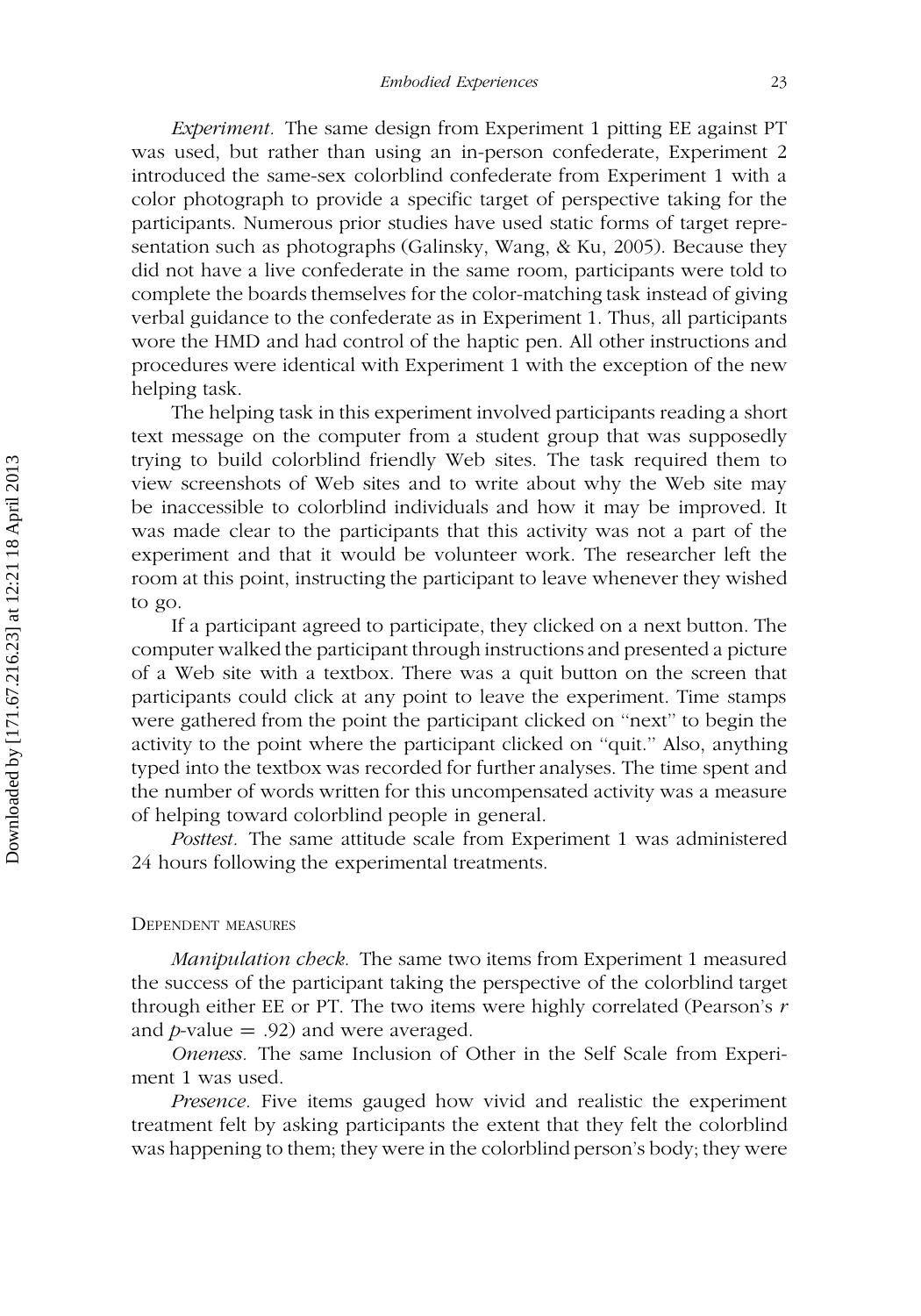*Experiment.* The same design from Experiment 1 pitting EE against PT was used, but rather than using an in-person confederate, Experiment 2 introduced the same-sex colorblind confederate from Experiment 1 with a color photograph to provide a specific target of perspective taking for the participants. Numerous prior studies have used static forms of target representation such as photographs (Galinsky, Wang, & Ku, 2005). Because they did not have a live confederate in the same room, participants were told to complete the boards themselves for the color-matching task instead of giving verbal guidance to the confederate as in Experiment 1. Thus, all participants wore the HMD and had control of the haptic pen. All other instructions and procedures were identical with Experiment 1 with the exception of the new helping task.

The helping task in this experiment involved participants reading a short text message on the computer from a student group that was supposedly trying to build colorblind friendly Web sites. The task required them to view screenshots of Web sites and to write about why the Web site may be inaccessible to colorblind individuals and how it may be improved. It was made clear to the participants that this activity was not a part of the experiment and that it would be volunteer work. The researcher left the room at this point, instructing the participant to leave whenever they wished to go.

If a participant agreed to participate, they clicked on a next button. The computer walked the participant through instructions and presented a picture of a Web site with a textbox. There was a quit button on the screen that participants could click at any point to leave the experiment. Time stamps were gathered from the point the participant clicked on "next" to begin the activity to the point where the participant clicked on "quit." Also, anything typed into the textbox was recorded for further analyses. The time spent and the number of words written for this uncompensated activity was a measure of helping toward colorblind people in general.

*Posttest.* The same attitude scale from Experiment 1 was administered 24 hours following the experimental treatments.

### Dependent measures

*Manipulation check.* The same two items from Experiment 1 measured the success of the participant taking the perspective of the colorblind target through either EE or PT. The two items were highly correlated (Pearson's $r$ and $p$-value $= .92$) and were averaged.

*Oneness.* The same Inclusion of Other in the Self Scale from Experiment 1 was used.

*Presence.* Five items gauged how vivid and realistic the experiment treatment felt by asking participants the extent that they felt the colorblind was happening to them; they were in the colorblind person's body; they were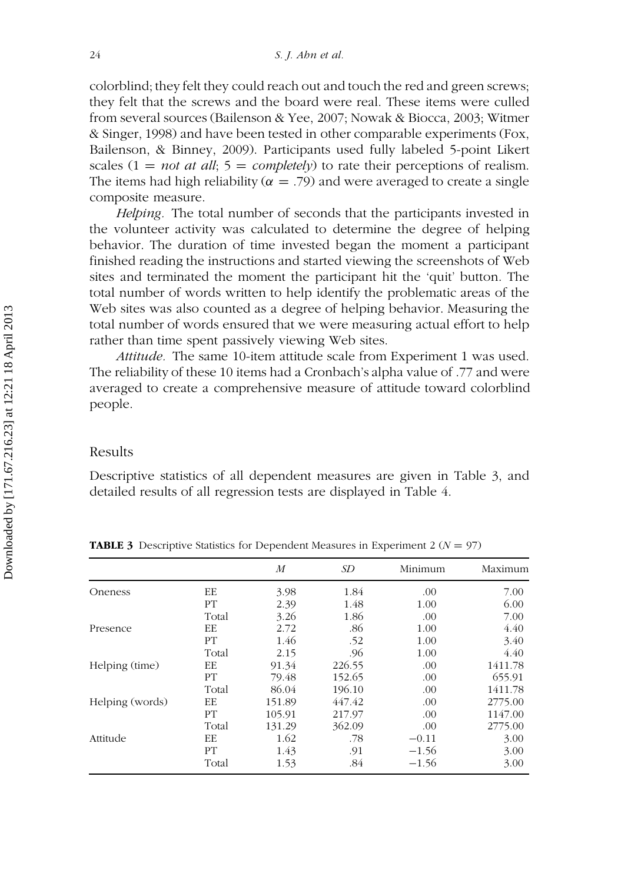colorblind; they felt they could reach out and touch the red and green screws; they felt that the screws and the board were real. These items were culled from several sources (Bailenson & Yee, 2007; Nowak & Biocca, 2003; Witmer & Singer, 1998) and have been tested in other comparable experiments (Fox, Bailenson, & Binney, 2009). Participants used fully labeled 5-point Likert scales ($1 =$ *not at all*; $5 =$ *completely*) to rate their perceptions of realism. The items had high reliability ($\alpha = .79$) and were averaged to create a single composite measure.

*Helping.* The total number of seconds that the participants invested in the volunteer activity was calculated to determine the degree of helping behavior. The duration of time invested began the moment a participant finished reading the instructions and started viewing the screenshots of Web sites and terminated the moment the participant hit the 'quit' button. The total number of words written to help identify the problematic areas of the Web sites was also counted as a degree of helping behavior. Measuring the total number of words ensured that we were measuring actual effort to help rather than time spent passively viewing Web sites.

*Attitude.* The same 10-item attitude scale from Experiment 1 was used. The reliability of these 10 items had a Cronbach's alpha value of .77 and were averaged to create a comprehensive measure of attitude toward colorblind people.

## Results

Descriptive statistics of all dependent measures are given in Table 3, and detailed results of all regression tests are displayed in Table 4.

**TABLE 3** Descriptive Statistics for Dependent Measures in Experiment 2 ($N = 97$)

| | | *M* | *SD* | Minimum | Maximum |
|---|---|---|---|---|---|
| Oneness | EE | 3.98 | 1.84 | .00 | 7.00 |
| | PT | 2.39 | 1.48 | 1.00 | 6.00 |
| | Total | 3.26 | 1.86 | .00 | 7.00 |
| Presence | EE | 2.72 | .86 | 1.00 | 4.40 |
| | PT | 1.46 | .52 | 1.00 | 3.40 |
| | Total | 2.15 | .96 | 1.00 | 4.40 |
| Helping (time) | EE | 91.34 | 226.55 | .00 | 1411.78 |
| | PT | 79.48 | 152.65 | .00 | 655.91 |
| | Total | 86.04 | 196.10 | .00 | 1411.78 |
| Helping (words) | EE | 151.89 | 447.42 | .00 | 2775.00 |
| | PT | 105.91 | 217.97 | .00 | 1147.00 |
| | Total | 131.29 | 362.09 | .00 | 2775.00 |
| Attitude | EE | 1.62 | .78 | −0.11 | 3.00 |
| | PT | 1.43 | .91 | −1.56 | 3.00 |
| | Total | 1.53 | .84 | −1.56 | 3.00 |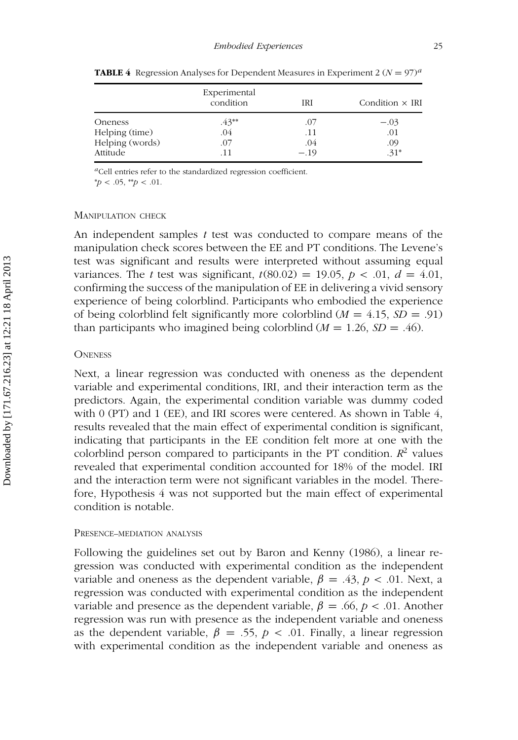**TABLE 4** Regression Analyses for Dependent Measures in Experiment 2 ($N = 97$)[a]

| | Experimental condition | IRI | Condition × IRI |
|---|---|---|---|
| Oneness | .43** | .07 | −.03 |
| Helping (time) | .04 | .11 | .01 |
| Helping (words) | .07 | .04 | .09 |
| Attitude | .11 | −.19 | .31* |

[a]Cell entries refer to the standardized regression coefficient.

*$p < .05$, **$p < .01$.

#### Manipulation check

An independent samples $t$ test was conducted to compare means of the manipulation check scores between the EE and PT conditions. The Levene's test was significant and results were interpreted without assuming equal variances. The $t$ test was significant, $t(80.02) = 19.05$, $p < .01$, $d = 4.01$, confirming the success of the manipulation of EE in delivering a vivid sensory experience of being colorblind. Participants who embodied the experience of being colorblind felt significantly more colorblind ($M = 4.15$, $SD = .91$) than participants who imagined being colorblind ($M = 1.26$, $SD = .46$).

#### Oneness

Next, a linear regression was conducted with oneness as the dependent variable and experimental conditions, IRI, and their interaction term as the predictors. Again, the experimental condition variable was dummy coded with 0 (PT) and 1 (EE), and IRI scores were centered. As shown in Table 4, results revealed that the main effect of experimental condition is significant, indicating that participants in the EE condition felt more at one with the colorblind person compared to participants in the PT condition. $R^2$ values revealed that experimental condition accounted for 18% of the model. IRI and the interaction term were not significant variables in the model. Therefore, Hypothesis 4 was not supported but the main effect of experimental condition is notable.

#### Presence–mediation analysis

Following the guidelines set out by Baron and Kenny (1986), a linear regression was conducted with experimental condition as the independent variable and oneness as the dependent variable, $\beta = .43$, $p < .01$. Next, a regression was conducted with experimental condition as the independent variable and presence as the dependent variable, $\beta = .66$, $p < .01$. Another regression was run with presence as the independent variable and oneness as the dependent variable, $\beta = .55$, $p < .01$. Finally, a linear regression with experimental condition as the independent variable and oneness as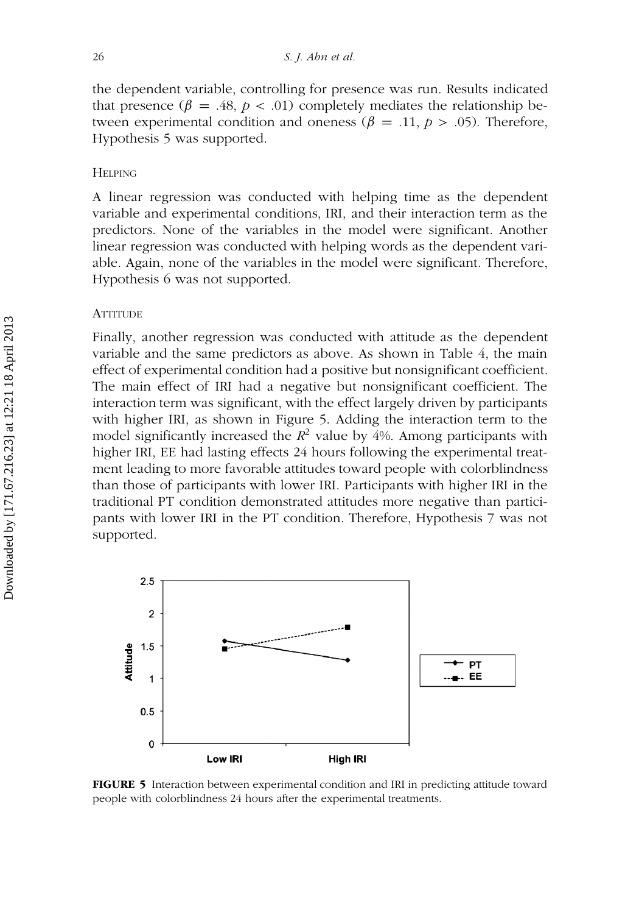the dependent variable, controlling for presence was run. Results indicated that presence ($\beta = .48$, $p < .01$) completely mediates the relationship between experimental condition and oneness ($\beta = .11$, $p > .05$). Therefore, Hypothesis 5 was supported.

### HELPING

A linear regression was conducted with helping time as the dependent variable and experimental conditions, IRI, and their interaction term as the predictors. None of the variables in the model were significant. Another linear regression was conducted with helping words as the dependent variable. Again, none of the variables in the model were significant. Therefore, Hypothesis 6 was not supported.

### ATTITUDE

Finally, another regression was conducted with attitude as the dependent variable and the same predictors as above. As shown in Table 4, the main effect of experimental condition had a positive but nonsignificant coefficient. The main effect of IRI had a negative but nonsignificant coefficient. The interaction term was significant, with the effect largely driven by participants with higher IRI, as shown in Figure 5. Adding the interaction term to the model significantly increased the $R^2$ value by 4%. Among participants with higher IRI, EE had lasting effects 24 hours following the experimental treatment leading to more favorable attitudes toward people with colorblindness than those of participants with lower IRI. Participants with higher IRI in the traditional PT condition demonstrated attitudes more negative than participants with lower IRI in the PT condition. Therefore, Hypothesis 7 was not supported.

**FIGURE 5** Interaction between experimental condition and IRI in predicting attitude toward people with colorblindness 24 hours after the experimental treatments.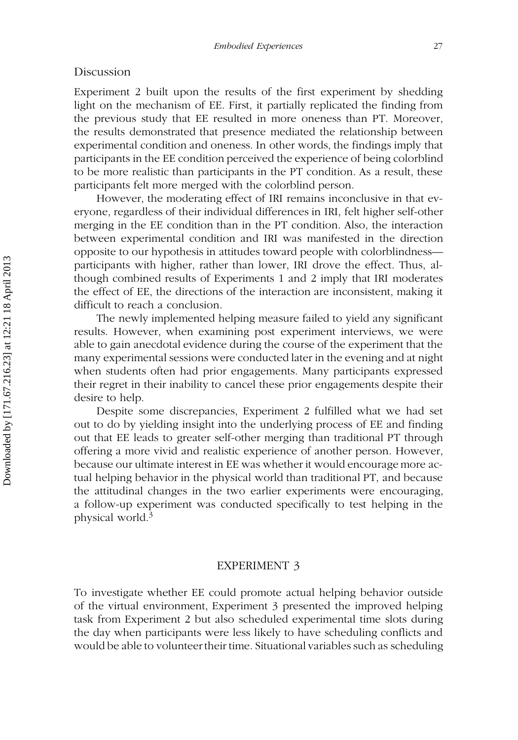## Discussion

Experiment 2 built upon the results of the first experiment by shedding light on the mechanism of EE. First, it partially replicated the finding from the previous study that EE resulted in more oneness than PT. Moreover, the results demonstrated that presence mediated the relationship between experimental condition and oneness. In other words, the findings imply that participants in the EE condition perceived the experience of being colorblind to be more realistic than participants in the PT condition. As a result, these participants felt more merged with the colorblind person.

However, the moderating effect of IRI remains inconclusive in that everyone, regardless of their individual differences in IRI, felt higher self-other merging in the EE condition than in the PT condition. Also, the interaction between experimental condition and IRI was manifested in the direction opposite to our hypothesis in attitudes toward people with colorblindness—participants with higher, rather than lower, IRI drove the effect. Thus, although combined results of Experiments 1 and 2 imply that IRI moderates the effect of EE, the directions of the interaction are inconsistent, making it difficult to reach a conclusion.

The newly implemented helping measure failed to yield any significant results. However, when examining post experiment interviews, we were able to gain anecdotal evidence during the course of the experiment that the many experimental sessions were conducted later in the evening and at night when students often had prior engagements. Many participants expressed their regret in their inability to cancel these prior engagements despite their desire to help.

Despite some discrepancies, Experiment 2 fulfilled what we had set out to do by yielding insight into the underlying process of EE and finding out that EE leads to greater self-other merging than traditional PT through offering a more vivid and realistic experience of another person. However, because our ultimate interest in EE was whether it would encourage more actual helping behavior in the physical world than traditional PT, and because the attitudinal changes in the two earlier experiments were encouraging, a follow-up experiment was conducted specifically to test helping in the physical world.[3]

# EXPERIMENT 3

To investigate whether EE could promote actual helping behavior outside of the virtual environment, Experiment 3 presented the improved helping task from Experiment 2 but also scheduled experimental time slots during the day when participants were less likely to have scheduling conflicts and would be able to volunteer their time. Situational variables such as scheduling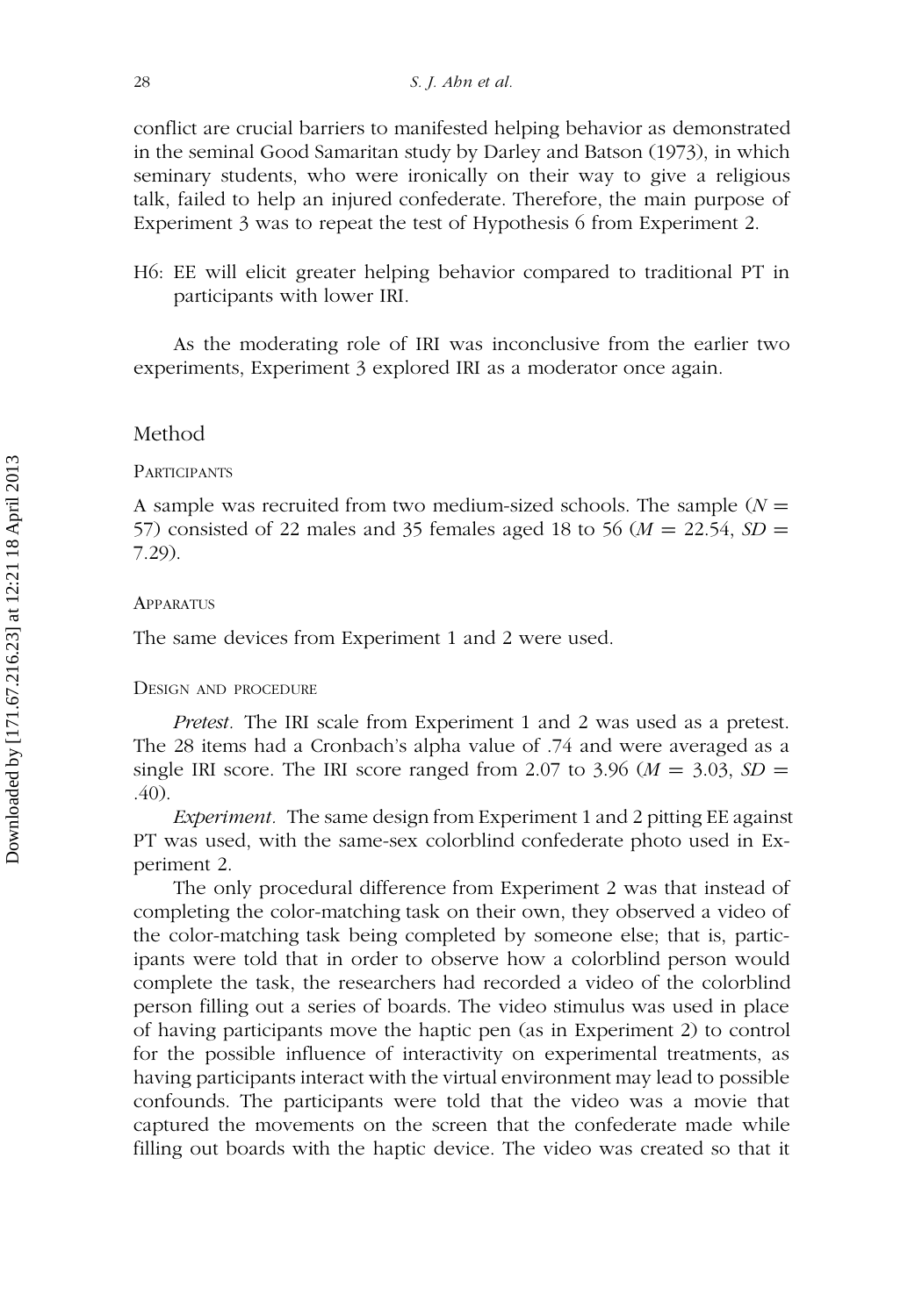conflict are crucial barriers to manifested helping behavior as demonstrated in the seminal Good Samaritan study by Darley and Batson (1973), in which seminary students, who were ironically on their way to give a religious talk, failed to help an injured confederate. Therefore, the main purpose of Experiment 3 was to repeat the test of Hypothesis 6 from Experiment 2.

H6: EE will elicit greater helping behavior compared to traditional PT in participants with lower IRI.

As the moderating role of IRI was inconclusive from the earlier two experiments, Experiment 3 explored IRI as a moderator once again.

## Method

### Participants

A sample was recruited from two medium-sized schools. The sample ($N$ = 57) consisted of 22 males and 35 females aged 18 to 56 ($M$ = 22.54, $SD$ = 7.29).

### Apparatus

The same devices from Experiment 1 and 2 were used.

### Design and procedure

*Pretest.* The IRI scale from Experiment 1 and 2 was used as a pretest. The 28 items had a Cronbach's alpha value of .74 and were averaged as a single IRI score. The IRI score ranged from 2.07 to 3.96 ($M$ = 3.03, $SD$ = .40).

*Experiment.* The same design from Experiment 1 and 2 pitting EE against PT was used, with the same-sex colorblind confederate photo used in Experiment 2.

The only procedural difference from Experiment 2 was that instead of completing the color-matching task on their own, they observed a video of the color-matching task being completed by someone else; that is, participants were told that in order to observe how a colorblind person would complete the task, the researchers had recorded a video of the colorblind person filling out a series of boards. The video stimulus was used in place of having participants move the haptic pen (as in Experiment 2) to control for the possible influence of interactivity on experimental treatments, as having participants interact with the virtual environment may lead to possible confounds. The participants were told that the video was a movie that captured the movements on the screen that the confederate made while filling out boards with the haptic device. The video was created so that it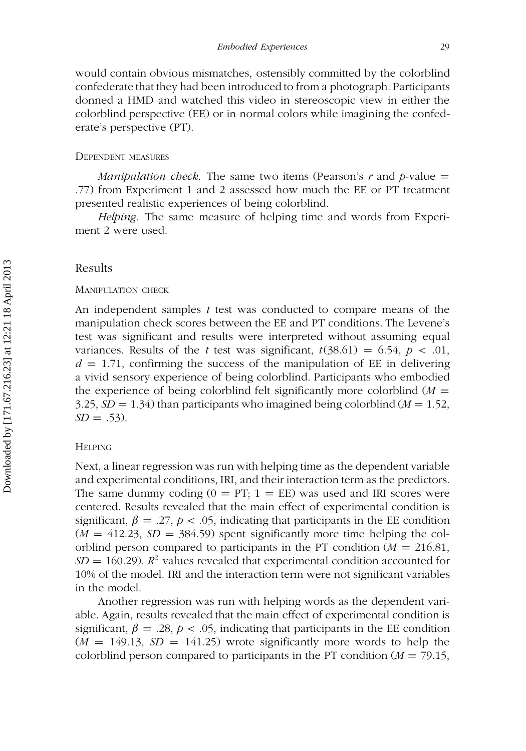would contain obvious mismatches, ostensibly committed by the colorblind confederate that they had been introduced to from a photograph. Participants donned a HMD and watched this video in stereoscopic view in either the colorblind perspective (EE) or in normal colors while imagining the confederate's perspective (PT).

#### Dependent measures

*Manipulation check.* The same two items (Pearson's $r$ and $p$-value $=$ .77) from Experiment 1 and 2 assessed how much the EE or PT treatment presented realistic experiences of being colorblind.

*Helping.* The same measure of helping time and words from Experiment 2 were used.

### Results

#### Manipulation check

An independent samples $t$ test was conducted to compare means of the manipulation check scores between the EE and PT conditions. The Levene's test was significant and results were interpreted without assuming equal variances. Results of the $t$ test was significant, $t(38.61) = 6.54$, $p < .01$, $d = 1.71$, confirming the success of the manipulation of EE in delivering a vivid sensory experience of being colorblind. Participants who embodied the experience of being colorblind felt significantly more colorblind ($M = 3.25$, $SD = 1.34$) than participants who imagined being colorblind ($M = 1.52$, $SD = .53$).

#### Helping

Next, a linear regression was run with helping time as the dependent variable and experimental conditions, IRI, and their interaction term as the predictors. The same dummy coding ($0 =$ PT; $1 =$ EE) was used and IRI scores were centered. Results revealed that the main effect of experimental condition is significant, $\beta = .27$, $p < .05$, indicating that participants in the EE condition ($M = 412.23$, $SD = 384.59$) spent significantly more time helping the colorblind person compared to participants in the PT condition ($M = 216.81$, $SD = 160.29$). $R^2$ values revealed that experimental condition accounted for 10% of the model. IRI and the interaction term were not significant variables in the model.

Another regression was run with helping words as the dependent variable. Again, results revealed that the main effect of experimental condition is significant, $\beta = .28$, $p < .05$, indicating that participants in the EE condition ($M = 149.13$, $SD = 141.25$) wrote significantly more words to help the colorblind person compared to participants in the PT condition ($M = 79.15$,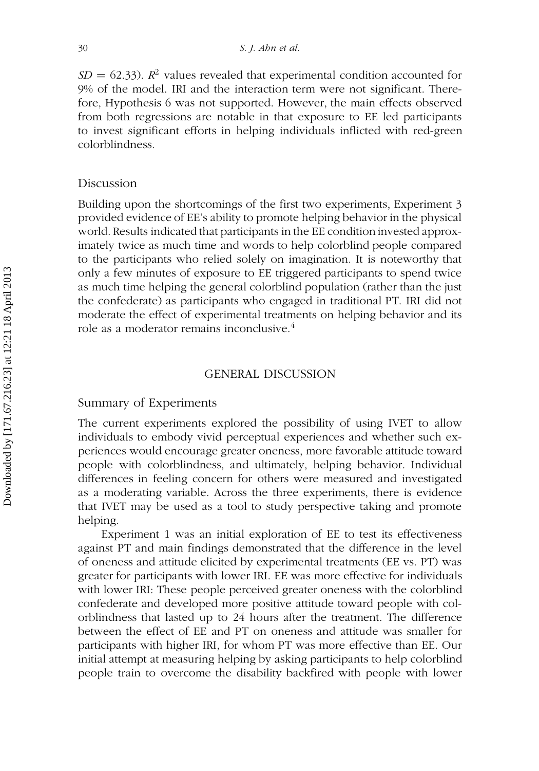$SD = 62.33$). $R^2$ values revealed that experimental condition accounted for 9% of the model. IRI and the interaction term were not significant. Therefore, Hypothesis 6 was not supported. However, the main effects observed from both regressions are notable in that exposure to EE led participants to invest significant efforts in helping individuals inflicted with red-green colorblindness.

### Discussion

Building upon the shortcomings of the first two experiments, Experiment 3 provided evidence of EE's ability to promote helping behavior in the physical world. Results indicated that participants in the EE condition invested approximately twice as much time and words to help colorblind people compared to the participants who relied solely on imagination. It is noteworthy that only a few minutes of exposure to EE triggered participants to spend twice as much time helping the general colorblind population (rather than the just the confederate) as participants who engaged in traditional PT. IRI did not moderate the effect of experimental treatments on helping behavior and its role as a moderator remains inconclusive.[4]

## GENERAL DISCUSSION

### Summary of Experiments

The current experiments explored the possibility of using IVET to allow individuals to embody vivid perceptual experiences and whether such experiences would encourage greater oneness, more favorable attitude toward people with colorblindness, and ultimately, helping behavior. Individual differences in feeling concern for others were measured and investigated as a moderating variable. Across the three experiments, there is evidence that IVET may be used as a tool to study perspective taking and promote helping.

Experiment 1 was an initial exploration of EE to test its effectiveness against PT and main findings demonstrated that the difference in the level of oneness and attitude elicited by experimental treatments (EE vs. PT) was greater for participants with lower IRI. EE was more effective for individuals with lower IRI: These people perceived greater oneness with the colorblind confederate and developed more positive attitude toward people with colorblindness that lasted up to 24 hours after the treatment. The difference between the effect of EE and PT on oneness and attitude was smaller for participants with higher IRI, for whom PT was more effective than EE. Our initial attempt at measuring helping by asking participants to help colorblind people train to overcome the disability backfired with people with lower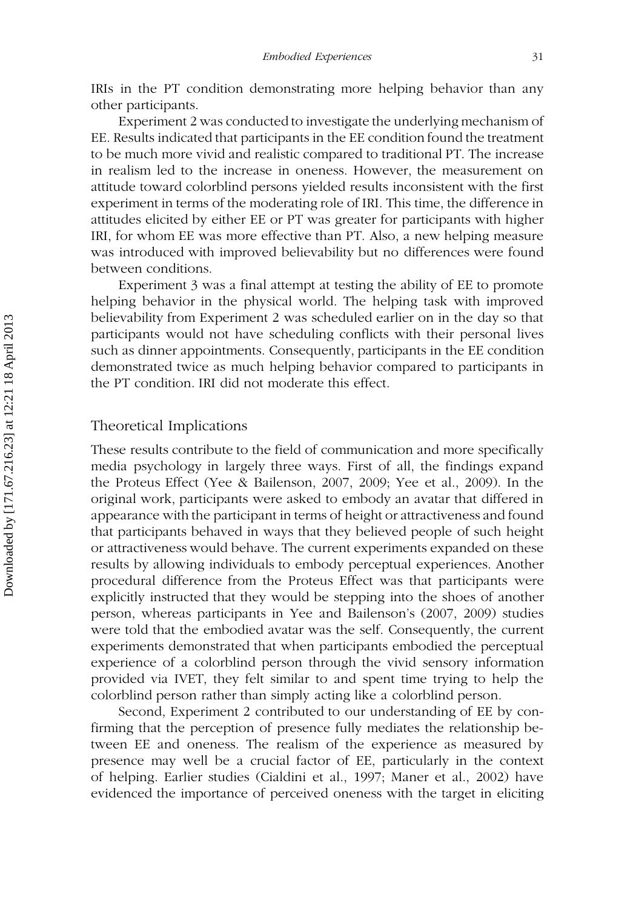IRIs in the PT condition demonstrating more helping behavior than any other participants.

Experiment 2 was conducted to investigate the underlying mechanism of EE. Results indicated that participants in the EE condition found the treatment to be much more vivid and realistic compared to traditional PT. The increase in realism led to the increase in oneness. However, the measurement on attitude toward colorblind persons yielded results inconsistent with the first experiment in terms of the moderating role of IRI. This time, the difference in attitudes elicited by either EE or PT was greater for participants with higher IRI, for whom EE was more effective than PT. Also, a new helping measure was introduced with improved believability but no differences were found between conditions.

Experiment 3 was a final attempt at testing the ability of EE to promote helping behavior in the physical world. The helping task with improved believability from Experiment 2 was scheduled earlier on in the day so that participants would not have scheduling conflicts with their personal lives such as dinner appointments. Consequently, participants in the EE condition demonstrated twice as much helping behavior compared to participants in the PT condition. IRI did not moderate this effect.

## Theoretical Implications

These results contribute to the field of communication and more specifically media psychology in largely three ways. First of all, the findings expand the Proteus Effect (Yee & Bailenson, 2007, 2009; Yee et al., 2009). In the original work, participants were asked to embody an avatar that differed in appearance with the participant in terms of height or attractiveness and found that participants behaved in ways that they believed people of such height or attractiveness would behave. The current experiments expanded on these results by allowing individuals to embody perceptual experiences. Another procedural difference from the Proteus Effect was that participants were explicitly instructed that they would be stepping into the shoes of another person, whereas participants in Yee and Bailenson's (2007, 2009) studies were told that the embodied avatar was the self. Consequently, the current experiments demonstrated that when participants embodied the perceptual experience of a colorblind person through the vivid sensory information provided via IVET, they felt similar to and spent time trying to help the colorblind person rather than simply acting like a colorblind person.

Second, Experiment 2 contributed to our understanding of EE by confirming that the perception of presence fully mediates the relationship between EE and oneness. The realism of the experience as measured by presence may well be a crucial factor of EE, particularly in the context of helping. Earlier studies (Cialdini et al., 1997; Maner et al., 2002) have evidenced the importance of perceived oneness with the target in eliciting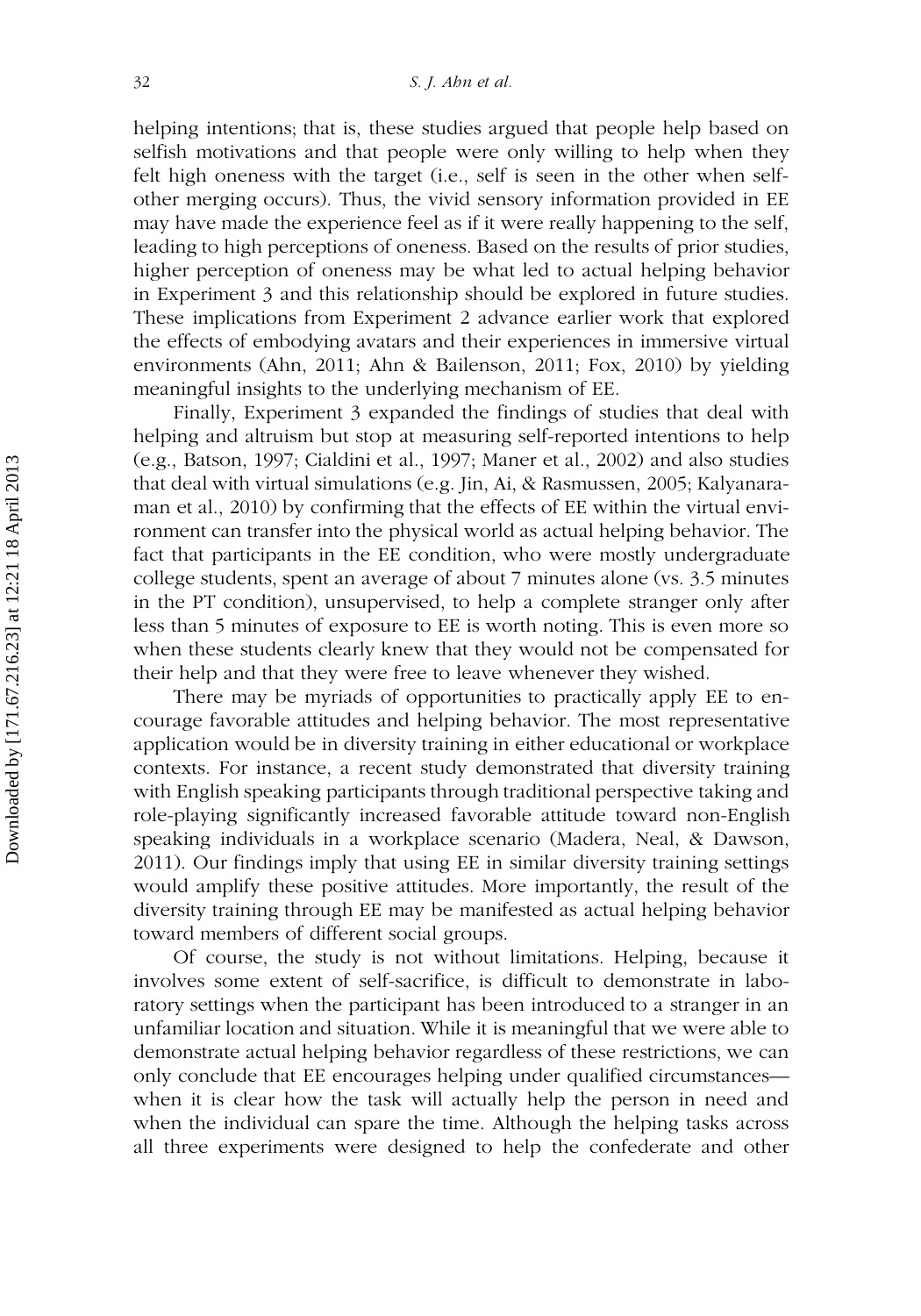helping intentions; that is, these studies argued that people help based on selfish motivations and that people were only willing to help when they felt high oneness with the target (i.e., self is seen in the other when self-other merging occurs). Thus, the vivid sensory information provided in EE may have made the experience feel as if it were really happening to the self, leading to high perceptions of oneness. Based on the results of prior studies, higher perception of oneness may be what led to actual helping behavior in Experiment 3 and this relationship should be explored in future studies. These implications from Experiment 2 advance earlier work that explored the effects of embodying avatars and their experiences in immersive virtual environments (Ahn, 2011; Ahn & Bailenson, 2011; Fox, 2010) by yielding meaningful insights to the underlying mechanism of EE.

Finally, Experiment 3 expanded the findings of studies that deal with helping and altruism but stop at measuring self-reported intentions to help (e.g., Batson, 1997; Cialdini et al., 1997; Maner et al., 2002) and also studies that deal with virtual simulations (e.g. Jin, Ai, & Rasmussen, 2005; Kalyanaraman et al., 2010) by confirming that the effects of EE within the virtual environment can transfer into the physical world as actual helping behavior. The fact that participants in the EE condition, who were mostly undergraduate college students, spent an average of about 7 minutes alone (vs. 3.5 minutes in the PT condition), unsupervised, to help a complete stranger only after less than 5 minutes of exposure to EE is worth noting. This is even more so when these students clearly knew that they would not be compensated for their help and that they were free to leave whenever they wished.

There may be myriads of opportunities to practically apply EE to encourage favorable attitudes and helping behavior. The most representative application would be in diversity training in either educational or workplace contexts. For instance, a recent study demonstrated that diversity training with English speaking participants through traditional perspective taking and role-playing significantly increased favorable attitude toward non-English speaking individuals in a workplace scenario (Madera, Neal, & Dawson, 2011). Our findings imply that using EE in similar diversity training settings would amplify these positive attitudes. More importantly, the result of the diversity training through EE may be manifested as actual helping behavior toward members of different social groups.

Of course, the study is not without limitations. Helping, because it involves some extent of self-sacrifice, is difficult to demonstrate in laboratory settings when the participant has been introduced to a stranger in an unfamiliar location and situation. While it is meaningful that we were able to demonstrate actual helping behavior regardless of these restrictions, we can only conclude that EE encourages helping under qualified circumstances—when it is clear how the task will actually help the person in need and when the individual can spare the time. Although the helping tasks across all three experiments were designed to help the confederate and other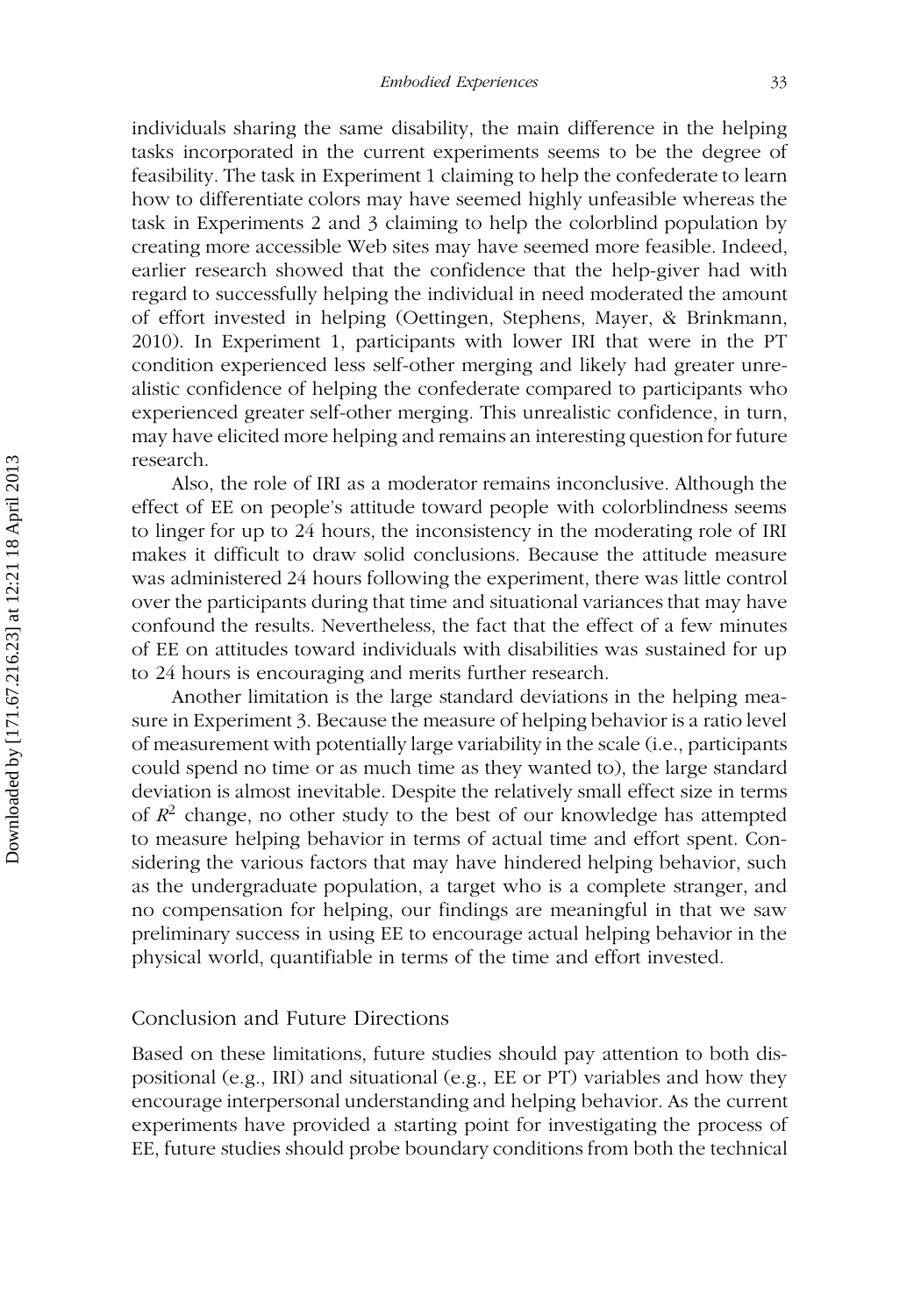individuals sharing the same disability, the main difference in the helping tasks incorporated in the current experiments seems to be the degree of feasibility. The task in Experiment 1 claiming to help the confederate to learn how to differentiate colors may have seemed highly unfeasible whereas the task in Experiments 2 and 3 claiming to help the colorblind population by creating more accessible Web sites may have seemed more feasible. Indeed, earlier research showed that the confidence that the help-giver had with regard to successfully helping the individual in need moderated the amount of effort invested in helping (Oettingen, Stephens, Mayer, & Brinkmann, 2010). In Experiment 1, participants with lower IRI that were in the PT condition experienced less self-other merging and likely had greater unrealistic confidence of helping the confederate compared to participants who experienced greater self-other merging. This unrealistic confidence, in turn, may have elicited more helping and remains an interesting question for future research.

Also, the role of IRI as a moderator remains inconclusive. Although the effect of EE on people's attitude toward people with colorblindness seems to linger for up to 24 hours, the inconsistency in the moderating role of IRI makes it difficult to draw solid conclusions. Because the attitude measure was administered 24 hours following the experiment, there was little control over the participants during that time and situational variances that may have confound the results. Nevertheless, the fact that the effect of a few minutes of EE on attitudes toward individuals with disabilities was sustained for up to 24 hours is encouraging and merits further research.

Another limitation is the large standard deviations in the helping measure in Experiment 3. Because the measure of helping behavior is a ratio level of measurement with potentially large variability in the scale (i.e., participants could spend no time or as much time as they wanted to), the large standard deviation is almost inevitable. Despite the relatively small effect size in terms of $R^2$ change, no other study to the best of our knowledge has attempted to measure helping behavior in terms of actual time and effort spent. Considering the various factors that may have hindered helping behavior, such as the undergraduate population, a target who is a complete stranger, and no compensation for helping, our findings are meaningful in that we saw preliminary success in using EE to encourage actual helping behavior in the physical world, quantifiable in terms of the time and effort invested.

## Conclusion and Future Directions

Based on these limitations, future studies should pay attention to both dispositional (e.g., IRI) and situational (e.g., EE or PT) variables and how they encourage interpersonal understanding and helping behavior. As the current experiments have provided a starting point for investigating the process of EE, future studies should probe boundary conditions from both the technical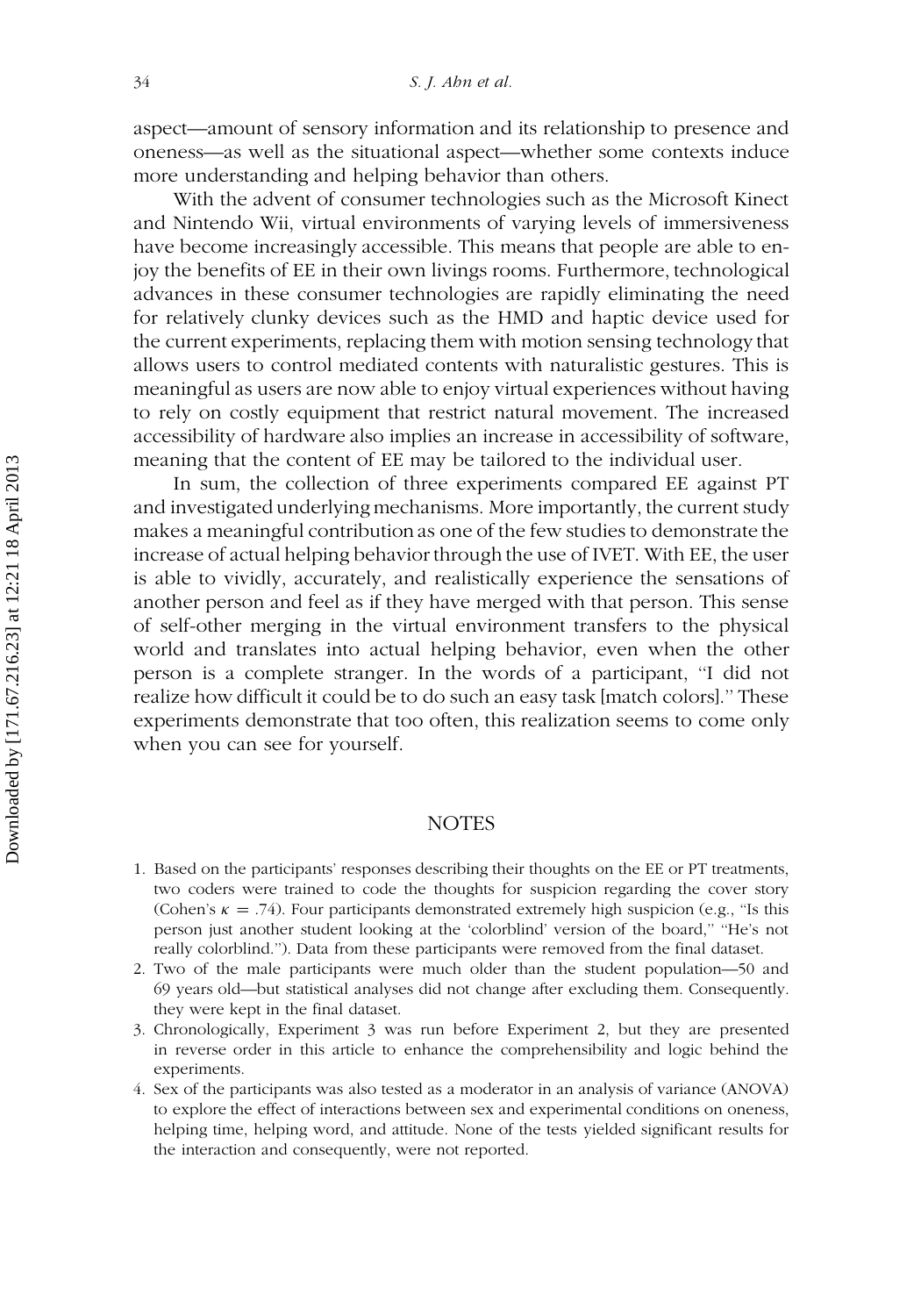aspect—amount of sensory information and its relationship to presence and oneness—as well as the situational aspect—whether some contexts induce more understanding and helping behavior than others.

With the advent of consumer technologies such as the Microsoft Kinect and Nintendo Wii, virtual environments of varying levels of immersiveness have become increasingly accessible. This means that people are able to enjoy the benefits of EE in their own livings rooms. Furthermore, technological advances in these consumer technologies are rapidly eliminating the need for relatively clunky devices such as the HMD and haptic device used for the current experiments, replacing them with motion sensing technology that allows users to control mediated contents with naturalistic gestures. This is meaningful as users are now able to enjoy virtual experiences without having to rely on costly equipment that restrict natural movement. The increased accessibility of hardware also implies an increase in accessibility of software, meaning that the content of EE may be tailored to the individual user.

In sum, the collection of three experiments compared EE against PT and investigated underlying mechanisms. More importantly, the current study makes a meaningful contribution as one of the few studies to demonstrate the increase of actual helping behavior through the use of IVET. With EE, the user is able to vividly, accurately, and realistically experience the sensations of another person and feel as if they have merged with that person. This sense of self-other merging in the virtual environment transfers to the physical world and translates into actual helping behavior, even when the other person is a complete stranger. In the words of a participant, "I did not realize how difficult it could be to do such an easy task [match colors]." These experiments demonstrate that too often, this realization seems to come only when you can see for yourself.

## NOTES

1. Based on the participants' responses describing their thoughts on the EE or PT treatments, two coders were trained to code the thoughts for suspicion regarding the cover story (Cohen's $\kappa = .74$). Four participants demonstrated extremely high suspicion (e.g., "Is this person just another student looking at the 'colorblind' version of the board," "He's not really colorblind."). Data from these participants were removed from the final dataset.
2. Two of the male participants were much older than the student population—50 and 69 years old—but statistical analyses did not change after excluding them. Consequently. they were kept in the final dataset.
3. Chronologically, Experiment 3 was run before Experiment 2, but they are presented in reverse order in this article to enhance the comprehensibility and logic behind the experiments.
4. Sex of the participants was also tested as a moderator in an analysis of variance (ANOVA) to explore the effect of interactions between sex and experimental conditions on oneness, helping time, helping word, and attitude. None of the tests yielded significant results for the interaction and consequently, were not reported.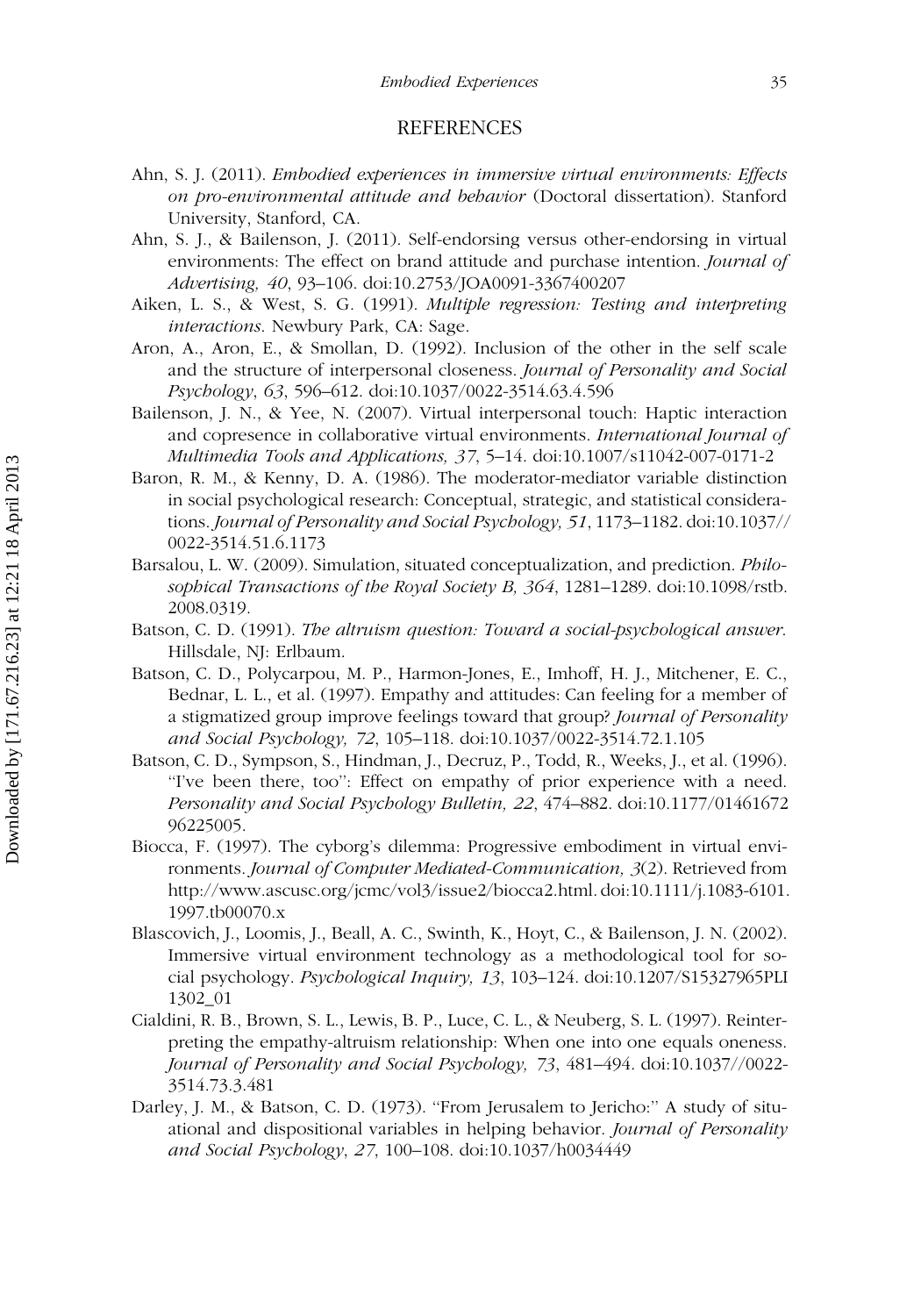## REFERENCES

Ahn, S. J. (2011). *Embodied experiences in immersive virtual environments: Effects on pro-environmental attitude and behavior* (Doctoral dissertation). Stanford University, Stanford, CA.

Ahn, S. J., & Bailenson, J. (2011). Self-endorsing versus other-endorsing in virtual environments: The effect on brand attitude and purchase intention. *Journal of Advertising, 40*, 93–106. doi:10.2753/JOA0091-3367400207

Aiken, L. S., & West, S. G. (1991). *Multiple regression: Testing and interpreting interactions*. Newbury Park, CA: Sage.

Aron, A., Aron, E., & Smollan, D. (1992). Inclusion of the other in the self scale and the structure of interpersonal closeness. *Journal of Personality and Social Psychology*, *63*, 596–612. doi:10.1037/0022-3514.63.4.596

Bailenson, J. N., & Yee, N. (2007). Virtual interpersonal touch: Haptic interaction and copresence in collaborative virtual environments. *International Journal of Multimedia Tools and Applications, 37*, 5–14. doi:10.1007/s11042-007-0171-2

Baron, R. M., & Kenny, D. A. (1986). The moderator-mediator variable distinction in social psychological research: Conceptual, strategic, and statistical considerations. *Journal of Personality and Social Psychology, 51*, 1173–1182. doi:10.1037//0022-3514.51.6.1173

Barsalou, L. W. (2009). Simulation, situated conceptualization, and prediction. *Philosophical Transactions of the Royal Society B, 364*, 1281–1289. doi:10.1098/rstb.2008.0319.

Batson, C. D. (1991). *The altruism question: Toward a social-psychological answer*. Hillsdale, NJ: Erlbaum.

Batson, C. D., Polycarpou, M. P., Harmon-Jones, E., Imhoff, H. J., Mitchener, E. C., Bednar, L. L., et al. (1997). Empathy and attitudes: Can feeling for a member of a stigmatized group improve feelings toward that group? *Journal of Personality and Social Psychology, 72*, 105–118. doi:10.1037/0022-3514.72.1.105

Batson, C. D., Sympson, S., Hindman, J., Decruz, P., Todd, R., Weeks, J., et al. (1996). "I've been there, too": Effect on empathy of prior experience with a need. *Personality and Social Psychology Bulletin, 22*, 474–882. doi:10.1177/0146167296225005.

Biocca, F. (1997). The cyborg's dilemma: Progressive embodiment in virtual environments. *Journal of Computer Mediated-Communication, 3*(2). Retrieved from http://www.ascusc.org/jcmc/vol3/issue2/biocca2.html. doi:10.1111/j.1083-6101.1997.tb00070.x

Blascovich, J., Loomis, J., Beall, A. C., Swinth, K., Hoyt, C., & Bailenson, J. N. (2002). Immersive virtual environment technology as a methodological tool for social psychology. *Psychological Inquiry, 13*, 103–124. doi:10.1207/S15327965PLI1302_01

Cialdini, R. B., Brown, S. L., Lewis, B. P., Luce, C. L., & Neuberg, S. L. (1997). Reinterpreting the empathy-altruism relationship: When one into one equals oneness. *Journal of Personality and Social Psychology, 73*, 481–494. doi:10.1037//0022-3514.73.3.481

Darley, J. M., & Batson, C. D. (1973). "From Jerusalem to Jericho:" A study of situational and dispositional variables in helping behavior. *Journal of Personality and Social Psychology*, *27*, 100–108. doi:10.1037/h0034449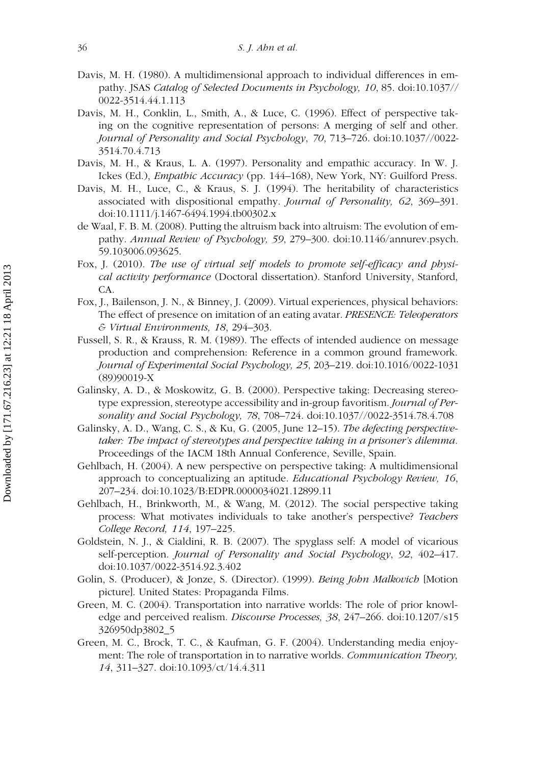Davis, M. H. (1980). A multidimensional approach to individual differences in empathy. JSAS *Catalog of Selected Documents in Psychology, 10*, 85. doi:10.1037//0022-3514.44.1.113

Davis, M. H., Conklin, L., Smith, A., & Luce, C. (1996). Effect of perspective taking on the cognitive representation of persons: A merging of self and other. *Journal of Personality and Social Psychology*, *70*, 713–726. doi:10.1037//0022-3514.70.4.713

Davis, M. H., & Kraus, L. A. (1997). Personality and empathic accuracy. In W. J. Ickes (Ed.), *Empathic Accuracy* (pp. 144–168), New York, NY: Guilford Press.

Davis, M. H., Luce, C., & Kraus, S. J. (1994). The heritability of characteristics associated with dispositional empathy. *Journal of Personality, 62*, 369–391. doi:10.1111/j.1467-6494.1994.tb00302.x

de Waal, F. B. M. (2008). Putting the altruism back into altruism: The evolution of empathy. *Annual Review of Psychology, 59*, 279–300. doi:10.1146/annurev.psych.59.103006.093625.

Fox, J. (2010). *The use of virtual self models to promote self-efficacy and physical activity performance* (Doctoral dissertation). Stanford University, Stanford, CA.

Fox, J., Bailenson, J. N., & Binney, J. (2009). Virtual experiences, physical behaviors: The effect of presence on imitation of an eating avatar. *PRESENCE: Teleoperators & Virtual Environments, 18*, 294–303.

Fussell, S. R., & Krauss, R. M. (1989). The effects of intended audience on message production and comprehension: Reference in a common ground framework. *Journal of Experimental Social Psychology, 25*, 203–219. doi:10.1016/0022-1031(89)90019-X

Galinsky, A. D., & Moskowitz, G. B. (2000). Perspective taking: Decreasing stereotype expression, stereotype accessibility and in-group favoritism. *Journal of Personality and Social Psychology, 78*, 708–724. doi:10.1037//0022-3514.78.4.708

Galinsky, A. D., Wang, C. S., & Ku, G. (2005, June 12–15). *The defecting perspective-taker: The impact of stereotypes and perspective taking in a prisoner's dilemma*. Proceedings of the IACM 18th Annual Conference, Seville, Spain.

Gehlbach, H. (2004). A new perspective on perspective taking: A multidimensional approach to conceptualizing an aptitude. *Educational Psychology Review, 16*, 207–234. doi:10.1023/B:EDPR.0000034021.12899.11

Gehlbach, H., Brinkworth, M., & Wang, M. (2012). The social perspective taking process: What motivates individuals to take another's perspective? *Teachers College Record, 114*, 197–225.

Goldstein, N. J., & Cialdini, R. B. (2007). The spyglass self: A model of vicarious self-perception. *Journal of Personality and Social Psychology*, *92*, 402–417. doi:10.1037/0022-3514.92.3.402

Golin, S. (Producer), & Jonze, S. (Director). (1999). *Being John Malkovich* [Motion picture]. United States: Propaganda Films.

Green, M. C. (2004). Transportation into narrative worlds: The role of prior knowledge and perceived realism. *Discourse Processes, 38*, 247–266. doi:10.1207/s15326950dp3802_5

Green, M. C., Brock, T. C., & Kaufman, G. F. (2004). Understanding media enjoyment: The role of transportation in to narrative worlds. *Communication Theory, 14*, 311–327. doi:10.1093/ct/14.4.311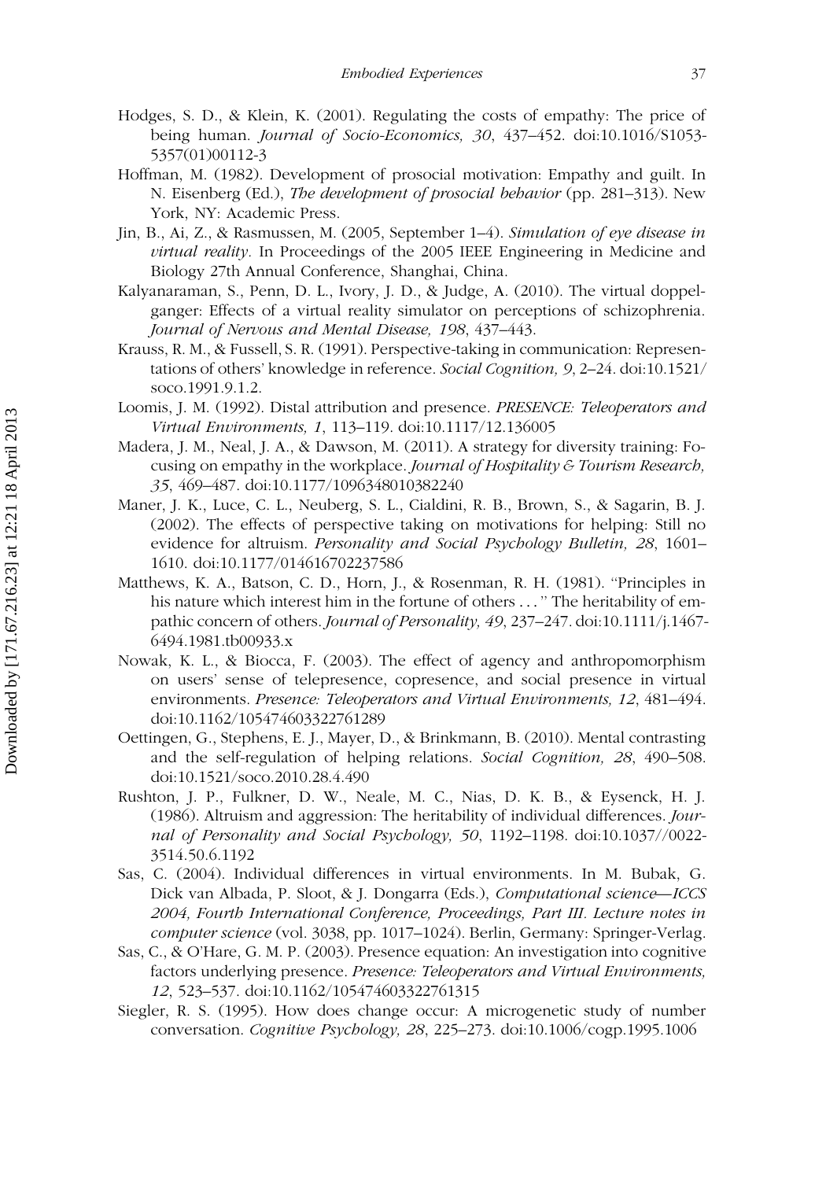Hodges, S. D., & Klein, K. (2001). Regulating the costs of empathy: The price of being human. *Journal of Socio-Economics, 30*, 437–452. doi:10.1016/S1053-5357(01)00112-3

Hoffman, M. (1982). Development of prosocial motivation: Empathy and guilt. In N. Eisenberg (Ed.), *The development of prosocial behavior* (pp. 281–313). New York, NY: Academic Press.

Jin, B., Ai, Z., & Rasmussen, M. (2005, September 1–4). *Simulation of eye disease in virtual reality*. In Proceedings of the 2005 IEEE Engineering in Medicine and Biology 27th Annual Conference, Shanghai, China.

Kalyanaraman, S., Penn, D. L., Ivory, J. D., & Judge, A. (2010). The virtual doppelganger: Effects of a virtual reality simulator on perceptions of schizophrenia. *Journal of Nervous and Mental Disease, 198*, 437–443.

Krauss, R. M., & Fussell, S. R. (1991). Perspective-taking in communication: Representations of others' knowledge in reference. *Social Cognition, 9*, 2–24. doi:10.1521/soco.1991.9.1.2.

Loomis, J. M. (1992). Distal attribution and presence. *PRESENCE: Teleoperators and Virtual Environments, 1*, 113–119. doi:10.1117/12.136005

Madera, J. M., Neal, J. A., & Dawson, M. (2011). A strategy for diversity training: Focusing on empathy in the workplace. *Journal of Hospitality & Tourism Research, 35*, 469–487. doi:10.1177/1096348010382240

Maner, J. K., Luce, C. L., Neuberg, S. L., Cialdini, R. B., Brown, S., & Sagarin, B. J. (2002). The effects of perspective taking on motivations for helping: Still no evidence for altruism. *Personality and Social Psychology Bulletin, 28*, 1601–1610. doi:10.1177/014616702237586

Matthews, K. A., Batson, C. D., Horn, J., & Rosenman, R. H. (1981). "Principles in his nature which interest him in the fortune of others . . . " The heritability of empathic concern of others. *Journal of Personality, 49*, 237–247. doi:10.1111/j.1467-6494.1981.tb00933.x

Nowak, K. L., & Biocca, F. (2003). The effect of agency and anthropomorphism on users' sense of telepresence, copresence, and social presence in virtual environments. *Presence: Teleoperators and Virtual Environments, 12*, 481–494. doi:10.1162/105474603322761289

Oettingen, G., Stephens, E. J., Mayer, D., & Brinkmann, B. (2010). Mental contrasting and the self-regulation of helping relations. *Social Cognition, 28*, 490–508. doi:10.1521/soco.2010.28.4.490

Rushton, J. P., Fulkner, D. W., Neale, M. C., Nias, D. K. B., & Eysenck, H. J. (1986). Altruism and aggression: The heritability of individual differences. *Journal of Personality and Social Psychology, 50*, 1192–1198. doi:10.1037//0022-3514.50.6.1192

Sas, C. (2004). Individual differences in virtual environments. In M. Bubak, G. Dick van Albada, P. Sloot, & J. Dongarra (Eds.), *Computational science—ICCS 2004, Fourth International Conference, Proceedings, Part III. Lecture notes in computer science* (vol. 3038, pp. 1017–1024). Berlin, Germany: Springer-Verlag.

Sas, C., & O'Hare, G. M. P. (2003). Presence equation: An investigation into cognitive factors underlying presence. *Presence: Teleoperators and Virtual Environments, 12*, 523–537. doi:10.1162/105474603322761315

Siegler, R. S. (1995). How does change occur: A microgenetic study of number conversation. *Cognitive Psychology, 28*, 225–273. doi:10.1006/cogp.1995.1006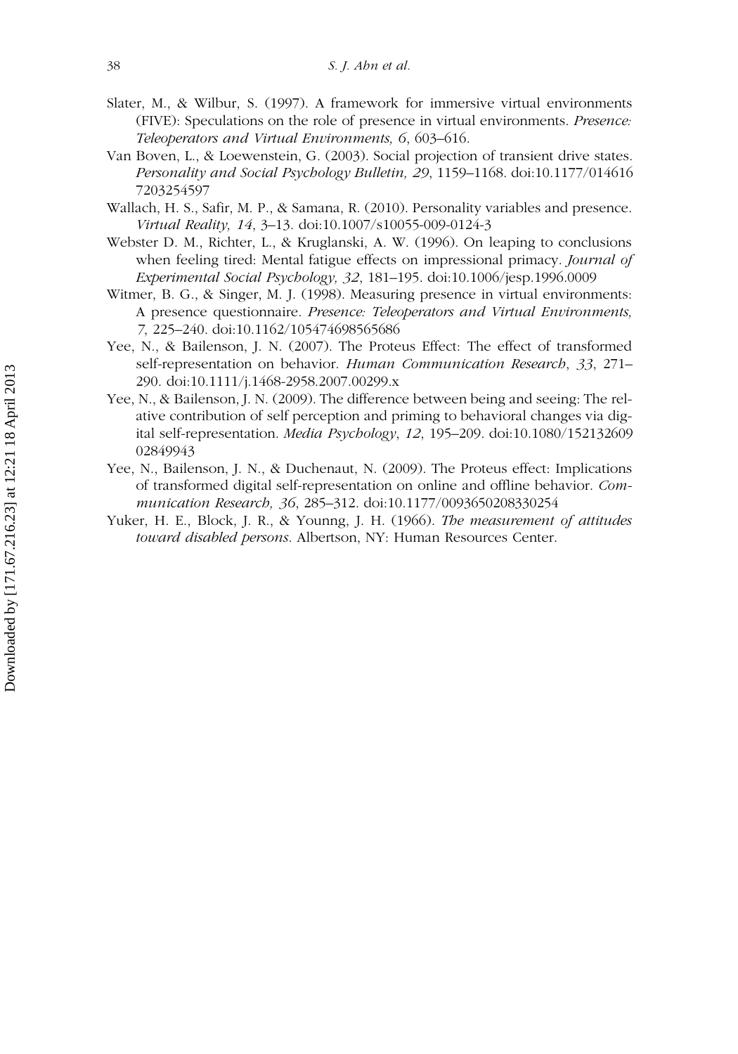Slater, M., & Wilbur, S. (1997). A framework for immersive virtual environments (FIVE): Speculations on the role of presence in virtual environments. *Presence: Teleoperators and Virtual Environments, 6*, 603–616.

Van Boven, L., & Loewenstein, G. (2003). Social projection of transient drive states. *Personality and Social Psychology Bulletin, 29*, 1159–1168. doi:10.1177/0146167203254597

Wallach, H. S., Safir, M. P., & Samana, R. (2010). Personality variables and presence. *Virtual Reality, 14*, 3–13. doi:10.1007/s10055-009-0124-3

Webster D. M., Richter, L., & Kruglanski, A. W. (1996). On leaping to conclusions when feeling tired: Mental fatigue effects on impressional primacy. *Journal of Experimental Social Psychology, 32*, 181–195. doi:10.1006/jesp.1996.0009

Witmer, B. G., & Singer, M. J. (1998). Measuring presence in virtual environments: A presence questionnaire. *Presence: Teleoperators and Virtual Environments, 7*, 225–240. doi:10.1162/105474698565686

Yee, N., & Bailenson, J. N. (2007). The Proteus Effect: The effect of transformed self-representation on behavior. *Human Communication Research*, *33*, 271–290. doi:10.1111/j.1468-2958.2007.00299.x

Yee, N., & Bailenson, J. N. (2009). The difference between being and seeing: The relative contribution of self perception and priming to behavioral changes via digital self-representation. *Media Psychology*, *12*, 195–209. doi:10.1080/15213260902849943

Yee, N., Bailenson, J. N., & Duchenaut, N. (2009). The Proteus effect: Implications of transformed digital self-representation on online and offline behavior. *Communication Research, 36*, 285–312. doi:10.1177/0093650208330254

Yuker, H. E., Block, J. R., & Younng, J. H. (1966). *The measurement of attitudes toward disabled persons*. Albertson, NY: Human Resources Center.